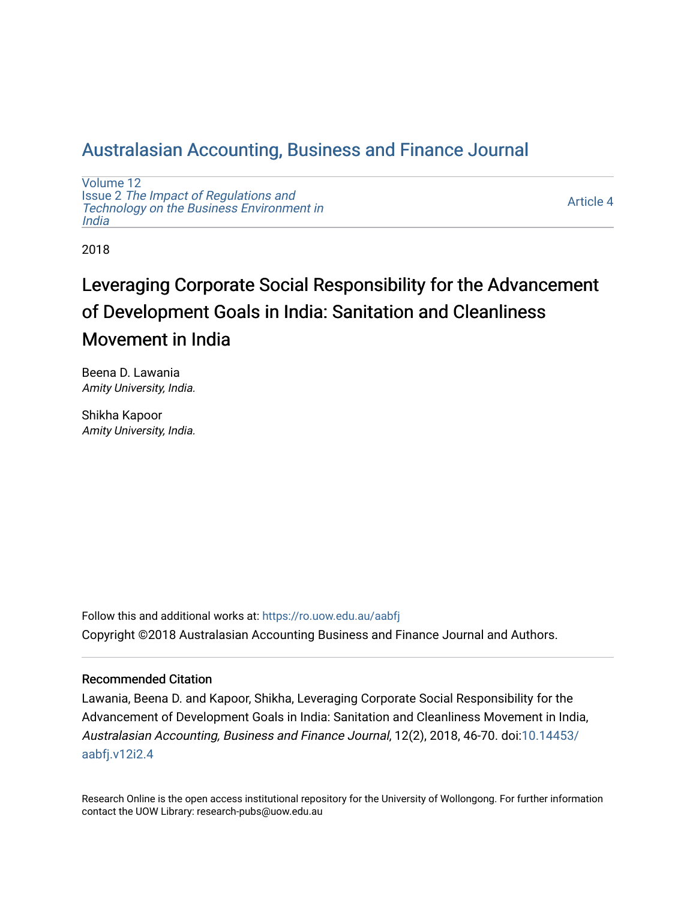# Australasian Accounting, Business and Finance Journal

Volume 12
Issue 2 *The Impact of Regulations and Technology on the Business Environment in India*

Article 4

2018

## Leveraging Corporate Social Responsibility for the Advancement of Development Goals in India: Sanitation and Cleanliness Movement in India

Beena D. Lawania
*Amity University, India.*

Shikha Kapoor
*Amity University, India.*

Follow this and additional works at: https://ro.uow.edu.au/aabfj

Copyright ©2018 Australasian Accounting Business and Finance Journal and Authors.

### Recommended Citation

Lawania, Beena D. and Kapoor, Shikha, Leveraging Corporate Social Responsibility for the Advancement of Development Goals in India: Sanitation and Cleanliness Movement in India, *Australasian Accounting, Business and Finance Journal*, 12(2), 2018, 46-70. doi:10.14453/aabfj.v12i2.4

Research Online is the open access institutional repository for the University of Wollongong. For further information contact the UOW Library: research-pubs@uow.edu.au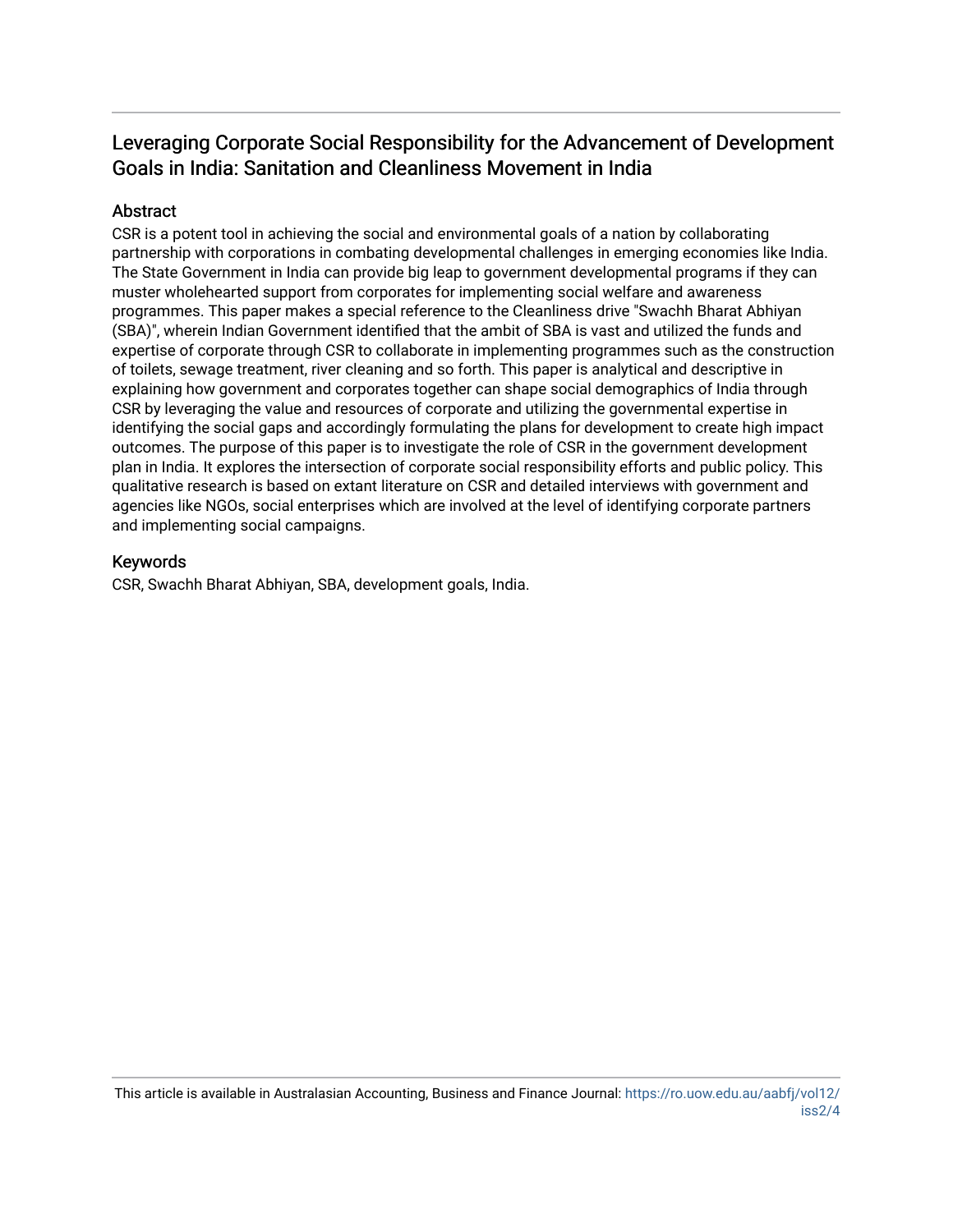# Leveraging Corporate Social Responsibility for the Advancement of Development Goals in India: Sanitation and Cleanliness Movement in India

## Abstract

CSR is a potent tool in achieving the social and environmental goals of a nation by collaborating partnership with corporations in combating developmental challenges in emerging economies like India. The State Government in India can provide big leap to government developmental programs if they can muster wholehearted support from corporates for implementing social welfare and awareness programmes. This paper makes a special reference to the Cleanliness drive "Swachh Bharat Abhiyan (SBA)", wherein Indian Government identified that the ambit of SBA is vast and utilized the funds and expertise of corporate through CSR to collaborate in implementing programmes such as the construction of toilets, sewage treatment, river cleaning and so forth. This paper is analytical and descriptive in explaining how government and corporates together can shape social demographics of India through CSR by leveraging the value and resources of corporate and utilizing the governmental expertise in identifying the social gaps and accordingly formulating the plans for development to create high impact outcomes. The purpose of this paper is to investigate the role of CSR in the government development plan in India. It explores the intersection of corporate social responsibility efforts and public policy. This qualitative research is based on extant literature on CSR and detailed interviews with government and agencies like NGOs, social enterprises which are involved at the level of identifying corporate partners and implementing social campaigns.

## Keywords

CSR, Swachh Bharat Abhiyan, SBA, development goals, India.

This article is available in Australasian Accounting, Business and Finance Journal: https://ro.uow.edu.au/aabfj/vol12/iss2/4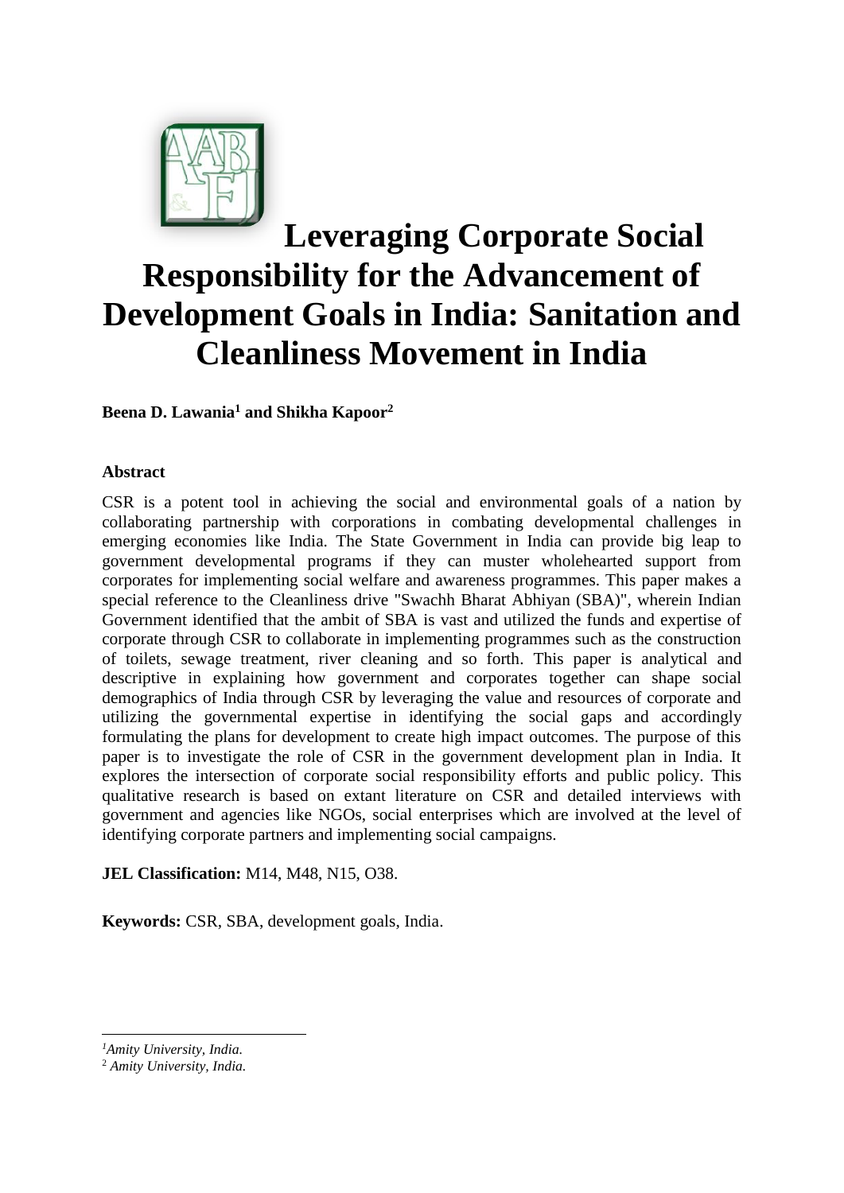# Leveraging Corporate Social Responsibility for the Advancement of Development Goals in India: Sanitation and Cleanliness Movement in India

**Beena D. Lawania[1] and Shikha Kapoor[2]**

### Abstract

CSR is a potent tool in achieving the social and environmental goals of a nation by collaborating partnership with corporations in combating developmental challenges in emerging economies like India. The State Government in India can provide big leap to government developmental programs if they can muster wholehearted support from corporates for implementing social welfare and awareness programmes. This paper makes a special reference to the Cleanliness drive "Swachh Bharat Abhiyan (SBA)", wherein Indian Government identified that the ambit of SBA is vast and utilized the funds and expertise of corporate through CSR to collaborate in implementing programmes such as the construction of toilets, sewage treatment, river cleaning and so forth. This paper is analytical and descriptive in explaining how government and corporates together can shape social demographics of India through CSR by leveraging the value and resources of corporate and utilizing the governmental expertise in identifying the social gaps and accordingly formulating the plans for development to create high impact outcomes. The purpose of this paper is to investigate the role of CSR in the government development plan in India. It explores the intersection of corporate social responsibility efforts and public policy. This qualitative research is based on extant literature on CSR and detailed interviews with government and agencies like NGOs, social enterprises which are involved at the level of identifying corporate partners and implementing social campaigns.

**JEL Classification:** M14, M48, N15, O38.

**Keywords:** CSR, SBA, development goals, India.

---

[1] *Amity University, India.*

[2] *Amity University, India.*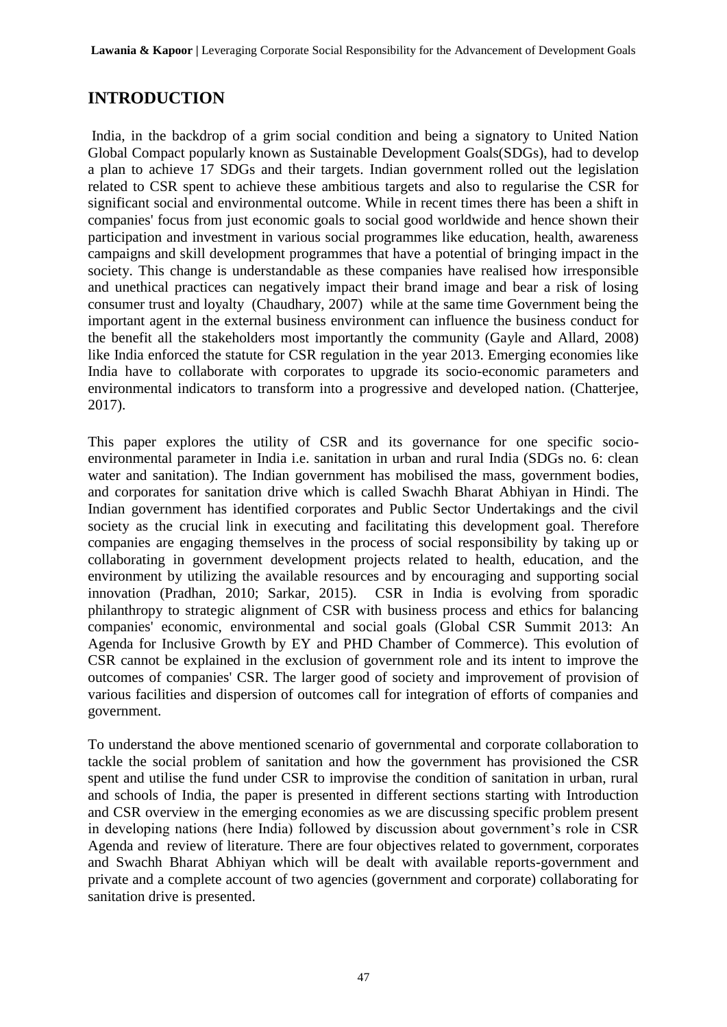## INTRODUCTION

India, in the backdrop of a grim social condition and being a signatory to United Nation Global Compact popularly known as Sustainable Development Goals(SDGs), had to develop a plan to achieve 17 SDGs and their targets. Indian government rolled out the legislation related to CSR spent to achieve these ambitious targets and also to regularise the CSR for significant social and environmental outcome. While in recent times there has been a shift in companies' focus from just economic goals to social good worldwide and hence shown their participation and investment in various social programmes like education, health, awareness campaigns and skill development programmes that have a potential of bringing impact in the society. This change is understandable as these companies have realised how irresponsible and unethical practices can negatively impact their brand image and bear a risk of losing consumer trust and loyalty (Chaudhary, 2007) while at the same time Government being the important agent in the external business environment can influence the business conduct for the benefit all the stakeholders most importantly the community (Gayle and Allard, 2008) like India enforced the statute for CSR regulation in the year 2013. Emerging economies like India have to collaborate with corporates to upgrade its socio-economic parameters and environmental indicators to transform into a progressive and developed nation. (Chatterjee, 2017).

This paper explores the utility of CSR and its governance for one specific socio-environmental parameter in India i.e. sanitation in urban and rural India (SDGs no. 6: clean water and sanitation). The Indian government has mobilised the mass, government bodies, and corporates for sanitation drive which is called Swachh Bharat Abhiyan in Hindi. The Indian government has identified corporates and Public Sector Undertakings and the civil society as the crucial link in executing and facilitating this development goal. Therefore companies are engaging themselves in the process of social responsibility by taking up or collaborating in government development projects related to health, education, and the environment by utilizing the available resources and by encouraging and supporting social innovation (Pradhan, 2010; Sarkar, 2015). CSR in India is evolving from sporadic philanthropy to strategic alignment of CSR with business process and ethics for balancing companies' economic, environmental and social goals (Global CSR Summit 2013: An Agenda for Inclusive Growth by EY and PHD Chamber of Commerce). This evolution of CSR cannot be explained in the exclusion of government role and its intent to improve the outcomes of companies' CSR. The larger good of society and improvement of provision of various facilities and dispersion of outcomes call for integration of efforts of companies and government.

To understand the above mentioned scenario of governmental and corporate collaboration to tackle the social problem of sanitation and how the government has provisioned the CSR spent and utilise the fund under CSR to improvise the condition of sanitation in urban, rural and schools of India, the paper is presented in different sections starting with Introduction and CSR overview in the emerging economies as we are discussing specific problem present in developing nations (here India) followed by discussion about government's role in CSR Agenda and review of literature. There are four objectives related to government, corporates and Swachh Bharat Abhiyan which will be dealt with available reports-government and private and a complete account of two agencies (government and corporate) collaborating for sanitation drive is presented.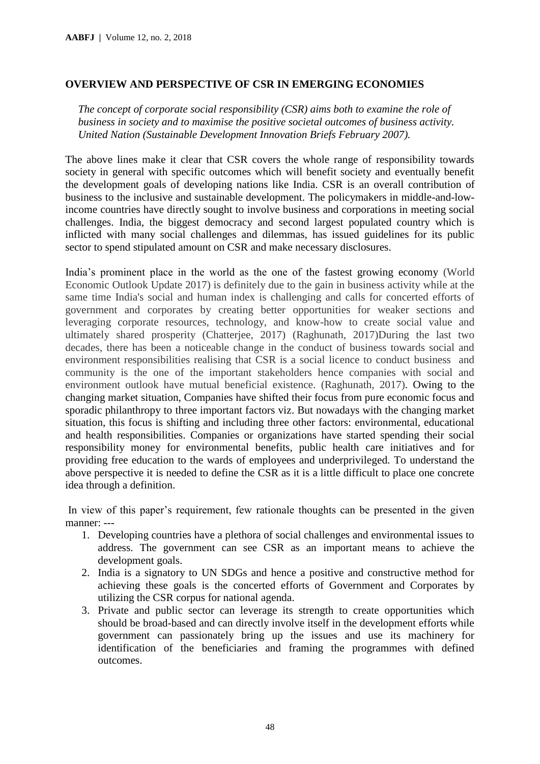## OVERVIEW AND PERSPECTIVE OF CSR IN EMERGING ECONOMIES

*The concept of corporate social responsibility (CSR) aims both to examine the role of business in society and to maximise the positive societal outcomes of business activity. United Nation (Sustainable Development Innovation Briefs February 2007).*

The above lines make it clear that CSR covers the whole range of responsibility towards society in general with specific outcomes which will benefit society and eventually benefit the development goals of developing nations like India. CSR is an overall contribution of business to the inclusive and sustainable development. The policymakers in middle-and-low-income countries have directly sought to involve business and corporations in meeting social challenges. India, the biggest democracy and second largest populated country which is inflicted with many social challenges and dilemmas, has issued guidelines for its public sector to spend stipulated amount on CSR and make necessary disclosures.

India's prominent place in the world as the one of the fastest growing economy (World Economic Outlook Update 2017) is definitely due to the gain in business activity while at the same time India's social and human index is challenging and calls for concerted efforts of government and corporates by creating better opportunities for weaker sections and leveraging corporate resources, technology, and know-how to create social value and ultimately shared prosperity (Chatterjee, 2017) (Raghunath, 2017)During the last two decades, there has been a noticeable change in the conduct of business towards social and environment responsibilities realising that CSR is a social licence to conduct business and community is the one of the important stakeholders hence companies with social and environment outlook have mutual beneficial existence. (Raghunath, 2017). Owing to the changing market situation, Companies have shifted their focus from pure economic focus and sporadic philanthropy to three important factors viz. But nowadays with the changing market situation, this focus is shifting and including three other factors: environmental, educational and health responsibilities. Companies or organizations have started spending their social responsibility money for environmental benefits, public health care initiatives and for providing free education to the wards of employees and underprivileged. To understand the above perspective it is needed to define the CSR as it is a little difficult to place one concrete idea through a definition.

In view of this paper's requirement, few rationale thoughts can be presented in the given manner: ---

1. Developing countries have a plethora of social challenges and environmental issues to address. The government can see CSR as an important means to achieve the development goals.
2. India is a signatory to UN SDGs and hence a positive and constructive method for achieving these goals is the concerted efforts of Government and Corporates by utilizing the CSR corpus for national agenda.
3. Private and public sector can leverage its strength to create opportunities which should be broad-based and can directly involve itself in the development efforts while government can passionately bring up the issues and use its machinery for identification of the beneficiaries and framing the programmes with defined outcomes.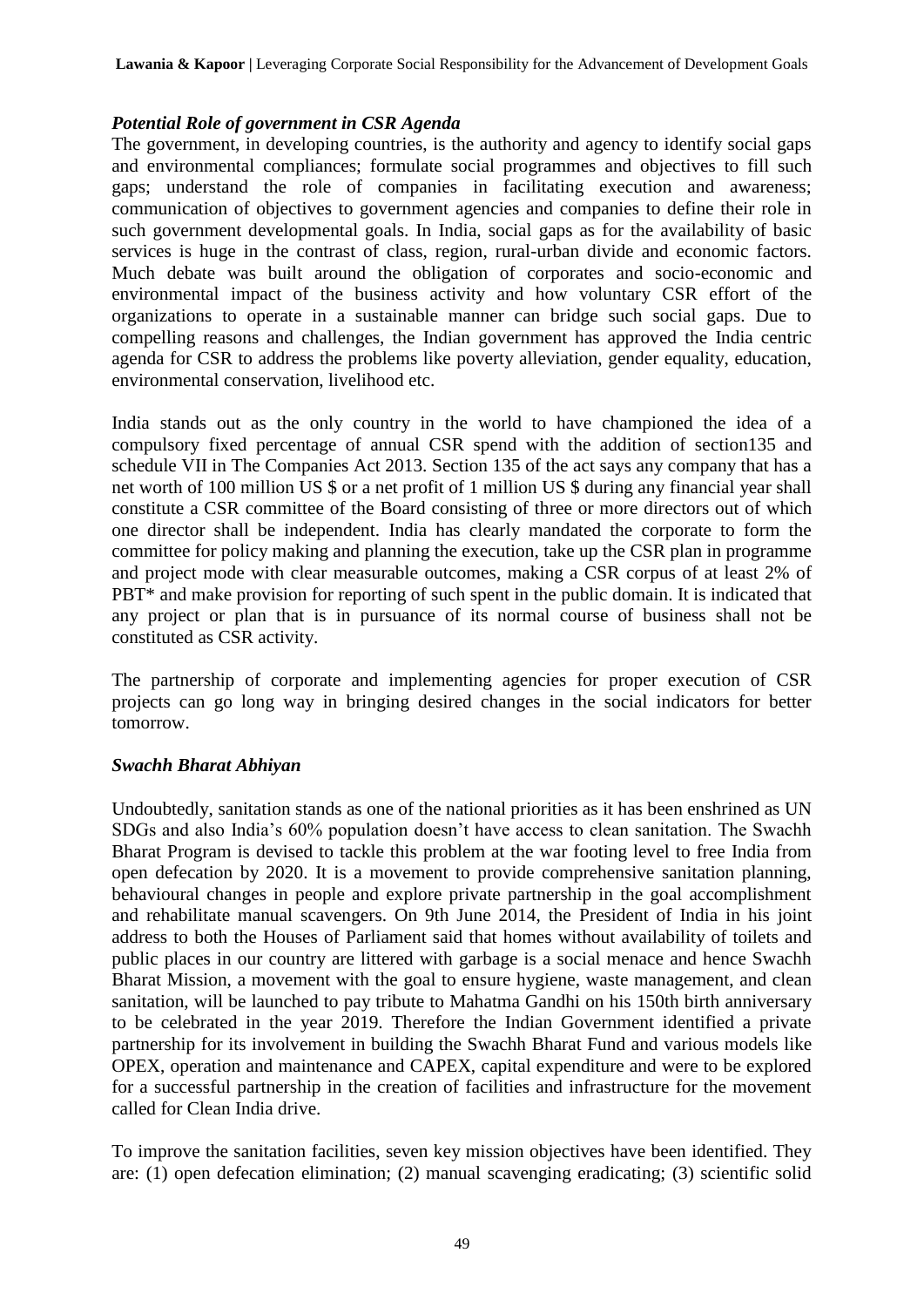### *Potential Role of government in CSR Agenda*

The government, in developing countries, is the authority and agency to identify social gaps and environmental compliances; formulate social programmes and objectives to fill such gaps; understand the role of companies in facilitating execution and awareness; communication of objectives to government agencies and companies to define their role in such government developmental goals. In India, social gaps as for the availability of basic services is huge in the contrast of class, region, rural-urban divide and economic factors. Much debate was built around the obligation of corporates and socio-economic and environmental impact of the business activity and how voluntary CSR effort of the organizations to operate in a sustainable manner can bridge such social gaps. Due to compelling reasons and challenges, the Indian government has approved the India centric agenda for CSR to address the problems like poverty alleviation, gender equality, education, environmental conservation, livelihood etc.

India stands out as the only country in the world to have championed the idea of a compulsory fixed percentage of annual CSR spend with the addition of section135 and schedule VII in The Companies Act 2013. Section 135 of the act says any company that has a net worth of 100 million US $ or a net profit of 1 million US $ during any financial year shall constitute a CSR committee of the Board consisting of three or more directors out of which one director shall be independent. India has clearly mandated the corporate to form the committee for policy making and planning the execution, take up the CSR plan in programme and project mode with clear measurable outcomes, making a CSR corpus of at least 2% of PBT* and make provision for reporting of such spent in the public domain. It is indicated that any project or plan that is in pursuance of its normal course of business shall not be constituted as CSR activity.

The partnership of corporate and implementing agencies for proper execution of CSR projects can go long way in bringing desired changes in the social indicators for better tomorrow.

### *Swachh Bharat Abhiyan*

Undoubtedly, sanitation stands as one of the national priorities as it has been enshrined as UN SDGs and also India's 60% population doesn't have access to clean sanitation. The Swachh Bharat Program is devised to tackle this problem at the war footing level to free India from open defecation by 2020. It is a movement to provide comprehensive sanitation planning, behavioural changes in people and explore private partnership in the goal accomplishment and rehabilitate manual scavengers. On 9th June 2014, the President of India in his joint address to both the Houses of Parliament said that homes without availability of toilets and public places in our country are littered with garbage is a social menace and hence Swachh Bharat Mission, a movement with the goal to ensure hygiene, waste management, and clean sanitation, will be launched to pay tribute to Mahatma Gandhi on his 150th birth anniversary to be celebrated in the year 2019. Therefore the Indian Government identified a private partnership for its involvement in building the Swachh Bharat Fund and various models like OPEX, operation and maintenance and CAPEX, capital expenditure and were to be explored for a successful partnership in the creation of facilities and infrastructure for the movement called for Clean India drive.

To improve the sanitation facilities, seven key mission objectives have been identified. They are: (1) open defecation elimination; (2) manual scavenging eradicating; (3) scientific solid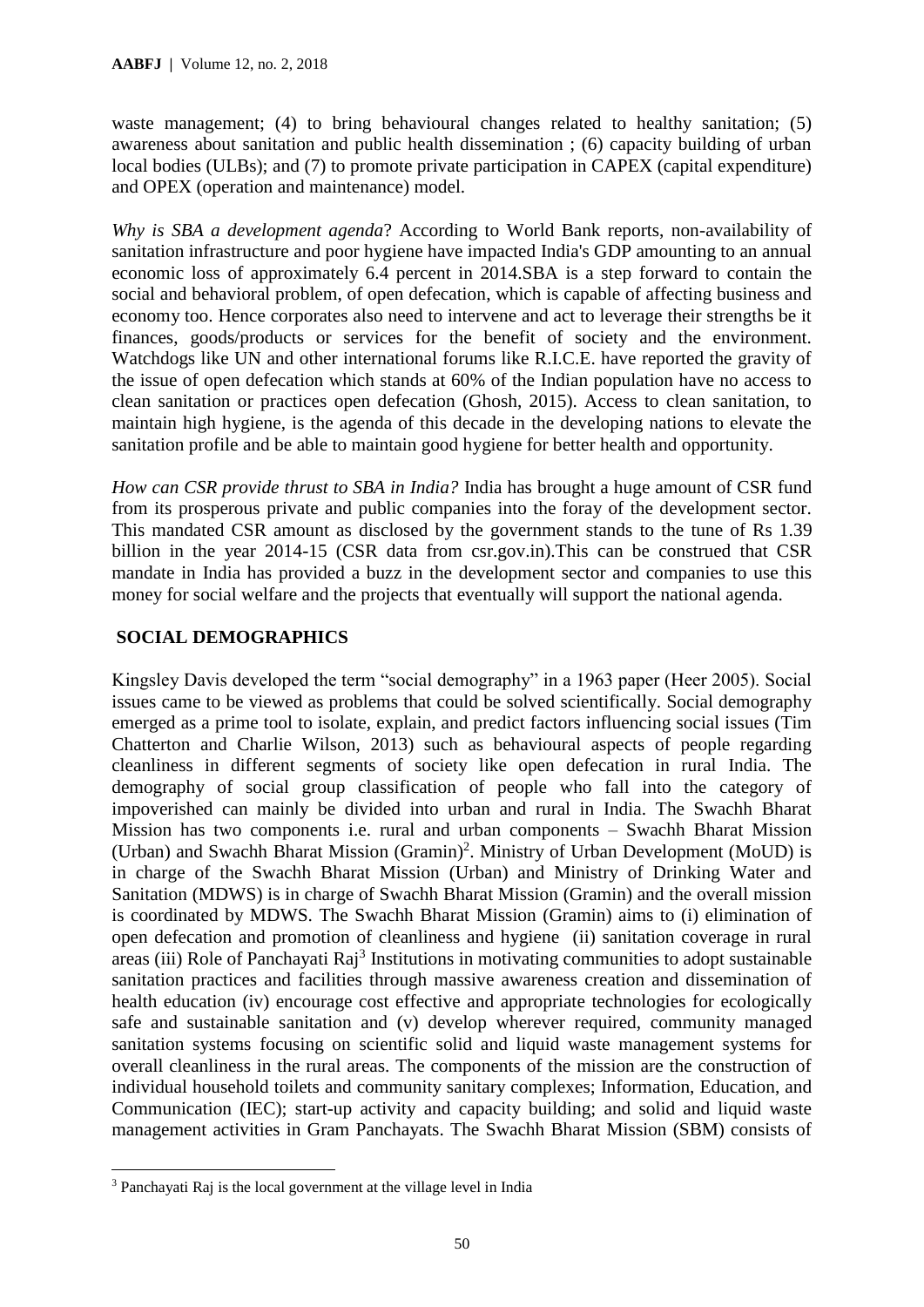waste management; (4) to bring behavioural changes related to healthy sanitation; (5) awareness about sanitation and public health dissemination ; (6) capacity building of urban local bodies (ULBs); and (7) to promote private participation in CAPEX (capital expenditure) and OPEX (operation and maintenance) model.

*Why is SBA a development agenda*? According to World Bank reports, non-availability of sanitation infrastructure and poor hygiene have impacted India's GDP amounting to an annual economic loss of approximately 6.4 percent in 2014.SBA is a step forward to contain the social and behavioral problem, of open defecation, which is capable of affecting business and economy too. Hence corporates also need to intervene and act to leverage their strengths be it finances, goods/products or services for the benefit of society and the environment. Watchdogs like UN and other international forums like R.I.C.E. have reported the gravity of the issue of open defecation which stands at 60% of the Indian population have no access to clean sanitation or practices open defecation (Ghosh, 2015). Access to clean sanitation, to maintain high hygiene, is the agenda of this decade in the developing nations to elevate the sanitation profile and be able to maintain good hygiene for better health and opportunity.

*How can CSR provide thrust to SBA in India?* India has brought a huge amount of CSR fund from its prosperous private and public companies into the foray of the development sector. This mandated CSR amount as disclosed by the government stands to the tune of Rs 1.39 billion in the year 2014-15 (CSR data from csr.gov.in).This can be construed that CSR mandate in India has provided a buzz in the development sector and companies to use this money for social welfare and the projects that eventually will support the national agenda.

## SOCIAL DEMOGRAPHICS

Kingsley Davis developed the term "social demography" in a 1963 paper (Heer 2005). Social issues came to be viewed as problems that could be solved scientifically. Social demography emerged as a prime tool to isolate, explain, and predict factors influencing social issues (Tim Chatterton and Charlie Wilson, 2013) such as behavioural aspects of people regarding cleanliness in different segments of society like open defecation in rural India. The demography of social group classification of people who fall into the category of impoverished can mainly be divided into urban and rural in India. The Swachh Bharat Mission has two components i.e. rural and urban components – Swachh Bharat Mission (Urban) and Swachh Bharat Mission (Gramin)[2]. Ministry of Urban Development (MoUD) is in charge of the Swachh Bharat Mission (Urban) and Ministry of Drinking Water and Sanitation (MDWS) is in charge of Swachh Bharat Mission (Gramin) and the overall mission is coordinated by MDWS. The Swachh Bharat Mission (Gramin) aims to (i) elimination of open defecation and promotion of cleanliness and hygiene (ii) sanitation coverage in rural areas (iii) Role of Panchayati Raj[3] Institutions in motivating communities to adopt sustainable sanitation practices and facilities through massive awareness creation and dissemination of health education (iv) encourage cost effective and appropriate technologies for ecologically safe and sustainable sanitation and (v) develop wherever required, community managed sanitation systems focusing on scientific solid and liquid waste management systems for overall cleanliness in the rural areas. The components of the mission are the construction of individual household toilets and community sanitary complexes; Information, Education, and Communication (IEC); start-up activity and capacity building; and solid and liquid waste management activities in Gram Panchayats. The Swachh Bharat Mission (SBM) consists of

[3] Panchayati Raj is the local government at the village level in India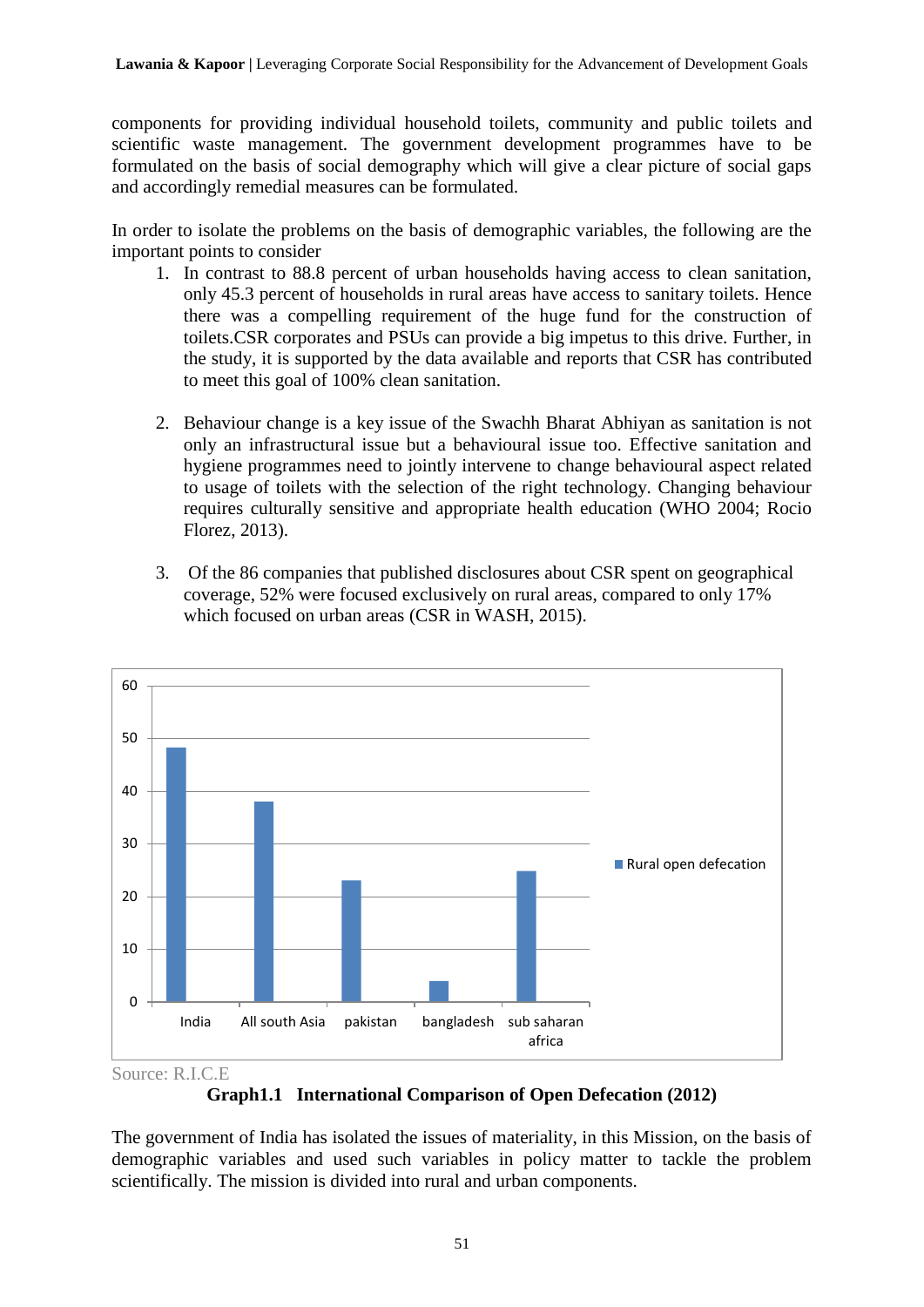components for providing individual household toilets, community and public toilets and scientific waste management. The government development programmes have to be formulated on the basis of social demography which will give a clear picture of social gaps and accordingly remedial measures can be formulated.

In order to isolate the problems on the basis of demographic variables, the following are the important points to consider

1. In contrast to 88.8 percent of urban households having access to clean sanitation, only 45.3 percent of households in rural areas have access to sanitary toilets. Hence there was a compelling requirement of the huge fund for the construction of toilets.CSR corporates and PSUs can provide a big impetus to this drive. Further, in the study, it is supported by the data available and reports that CSR has contributed to meet this goal of 100% clean sanitation.

2. Behaviour change is a key issue of the Swachh Bharat Abhiyan as sanitation is not only an infrastructural issue but a behavioural issue too. Effective sanitation and hygiene programmes need to jointly intervene to change behavioural aspect related to usage of toilets with the selection of the right technology. Changing behaviour requires culturally sensitive and appropriate health education (WHO 2004; Rocio Florez, 2013).

3. Of the 86 companies that published disclosures about CSR spent on geographical coverage, 52% were focused exclusively on rural areas, compared to only 17% which focused on urban areas (CSR in WASH, 2015).

Source: R.I.C.E

**Graph1.1 International Comparison of Open Defecation (2012)**

The government of India has isolated the issues of materiality, in this Mission, on the basis of demographic variables and used such variables in policy matter to tackle the problem scientifically. The mission is divided into rural and urban components.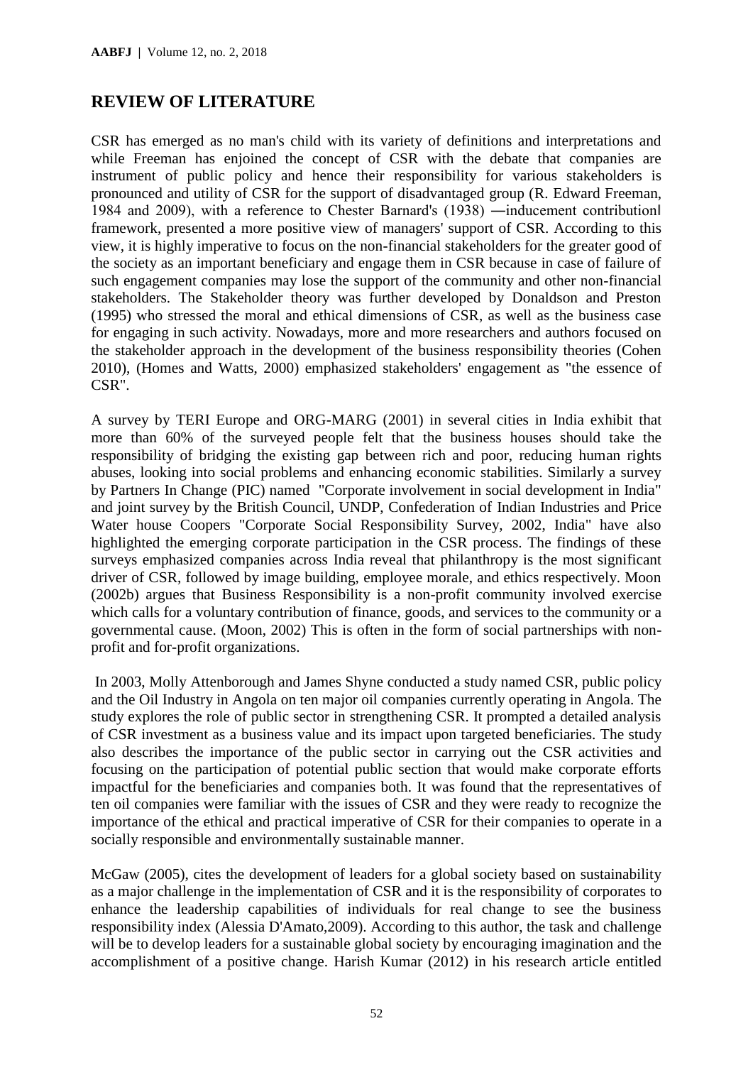## REVIEW OF LITERATURE

CSR has emerged as no man's child with its variety of definitions and interpretations and while Freeman has enjoined the concept of CSR with the debate that companies are instrument of public policy and hence their responsibility for various stakeholders is pronounced and utility of CSR for the support of disadvantaged group (R. Edward Freeman, 1984 and 2009), with a reference to Chester Barnard's (1938) ―inducement contribution‖ framework, presented a more positive view of managers' support of CSR. According to this view, it is highly imperative to focus on the non-financial stakeholders for the greater good of the society as an important beneficiary and engage them in CSR because in case of failure of such engagement companies may lose the support of the community and other non-financial stakeholders. The Stakeholder theory was further developed by Donaldson and Preston (1995) who stressed the moral and ethical dimensions of CSR, as well as the business case for engaging in such activity. Nowadays, more and more researchers and authors focused on the stakeholder approach in the development of the business responsibility theories (Cohen 2010), (Homes and Watts, 2000) emphasized stakeholders' engagement as "the essence of CSR".

A survey by TERI Europe and ORG-MARG (2001) in several cities in India exhibit that more than 60% of the surveyed people felt that the business houses should take the responsibility of bridging the existing gap between rich and poor, reducing human rights abuses, looking into social problems and enhancing economic stabilities. Similarly a survey by Partners In Change (PIC) named "Corporate involvement in social development in India" and joint survey by the British Council, UNDP, Confederation of Indian Industries and Price Water house Coopers "Corporate Social Responsibility Survey, 2002, India" have also highlighted the emerging corporate participation in the CSR process. The findings of these surveys emphasized companies across India reveal that philanthropy is the most significant driver of CSR, followed by image building, employee morale, and ethics respectively. Moon (2002b) argues that Business Responsibility is a non-profit community involved exercise which calls for a voluntary contribution of finance, goods, and services to the community or a governmental cause. (Moon, 2002) This is often in the form of social partnerships with non-profit and for-profit organizations.

In 2003, Molly Attenborough and James Shyne conducted a study named CSR, public policy and the Oil Industry in Angola on ten major oil companies currently operating in Angola. The study explores the role of public sector in strengthening CSR. It prompted a detailed analysis of CSR investment as a business value and its impact upon targeted beneficiaries. The study also describes the importance of the public sector in carrying out the CSR activities and focusing on the participation of potential public section that would make corporate efforts impactful for the beneficiaries and companies both. It was found that the representatives of ten oil companies were familiar with the issues of CSR and they were ready to recognize the importance of the ethical and practical imperative of CSR for their companies to operate in a socially responsible and environmentally sustainable manner.

McGaw (2005), cites the development of leaders for a global society based on sustainability as a major challenge in the implementation of CSR and it is the responsibility of corporates to enhance the leadership capabilities of individuals for real change to see the business responsibility index (Alessia D'Amato,2009). According to this author, the task and challenge will be to develop leaders for a sustainable global society by encouraging imagination and the accomplishment of a positive change. Harish Kumar (2012) in his research article entitled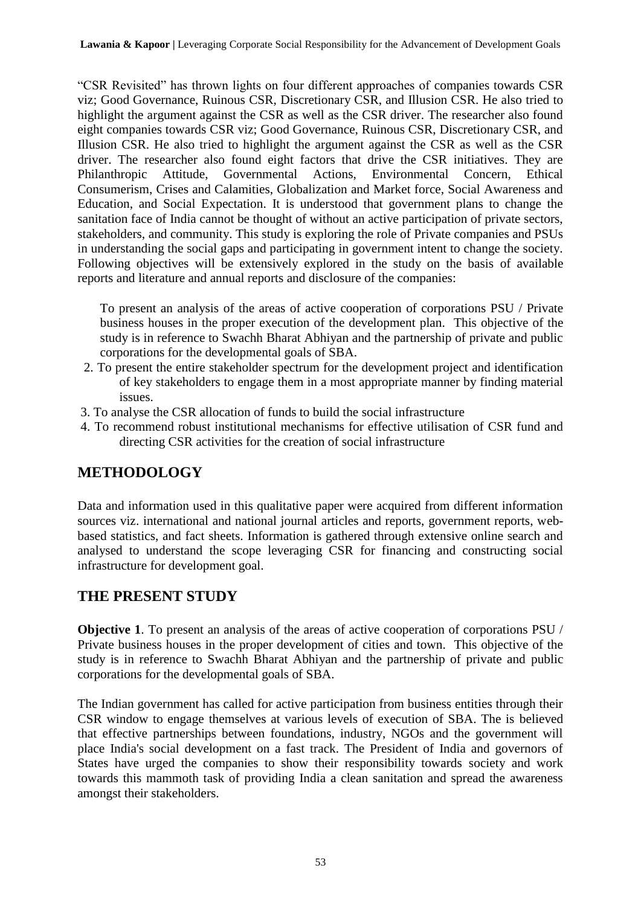"CSR Revisited" has thrown lights on four different approaches of companies towards CSR viz; Good Governance, Ruinous CSR, Discretionary CSR, and Illusion CSR. He also tried to highlight the argument against the CSR as well as the CSR driver. The researcher also found eight companies towards CSR viz; Good Governance, Ruinous CSR, Discretionary CSR, and Illusion CSR. He also tried to highlight the argument against the CSR as well as the CSR driver. The researcher also found eight factors that drive the CSR initiatives. They are Philanthropic Attitude, Governmental Actions, Environmental Concern, Ethical Consumerism, Crises and Calamities, Globalization and Market force, Social Awareness and Education, and Social Expectation. It is understood that government plans to change the sanitation face of India cannot be thought of without an active participation of private sectors, stakeholders, and community. This study is exploring the role of Private companies and PSUs in understanding the social gaps and participating in government intent to change the society. Following objectives will be extensively explored in the study on the basis of available reports and literature and annual reports and disclosure of the companies:

To present an analysis of the areas of active cooperation of corporations PSU / Private business houses in the proper execution of the development plan. This objective of the study is in reference to Swachh Bharat Abhiyan and the partnership of private and public corporations for the developmental goals of SBA.

2. To present the entire stakeholder spectrum for the development project and identification of key stakeholders to engage them in a most appropriate manner by finding material issues.
3. To analyse the CSR allocation of funds to build the social infrastructure
4. To recommend robust institutional mechanisms for effective utilisation of CSR fund and directing CSR activities for the creation of social infrastructure

## METHODOLOGY

Data and information used in this qualitative paper were acquired from different information sources viz. international and national journal articles and reports, government reports, web-based statistics, and fact sheets. Information is gathered through extensive online search and analysed to understand the scope leveraging CSR for financing and constructing social infrastructure for development goal.

## THE PRESENT STUDY

**Objective 1**. To present an analysis of the areas of active cooperation of corporations PSU / Private business houses in the proper development of cities and town. This objective of the study is in reference to Swachh Bharat Abhiyan and the partnership of private and public corporations for the developmental goals of SBA.

The Indian government has called for active participation from business entities through their CSR window to engage themselves at various levels of execution of SBA. The is believed that effective partnerships between foundations, industry, NGOs and the government will place India's social development on a fast track. The President of India and governors of States have urged the companies to show their responsibility towards society and work towards this mammoth task of providing India a clean sanitation and spread the awareness amongst their stakeholders.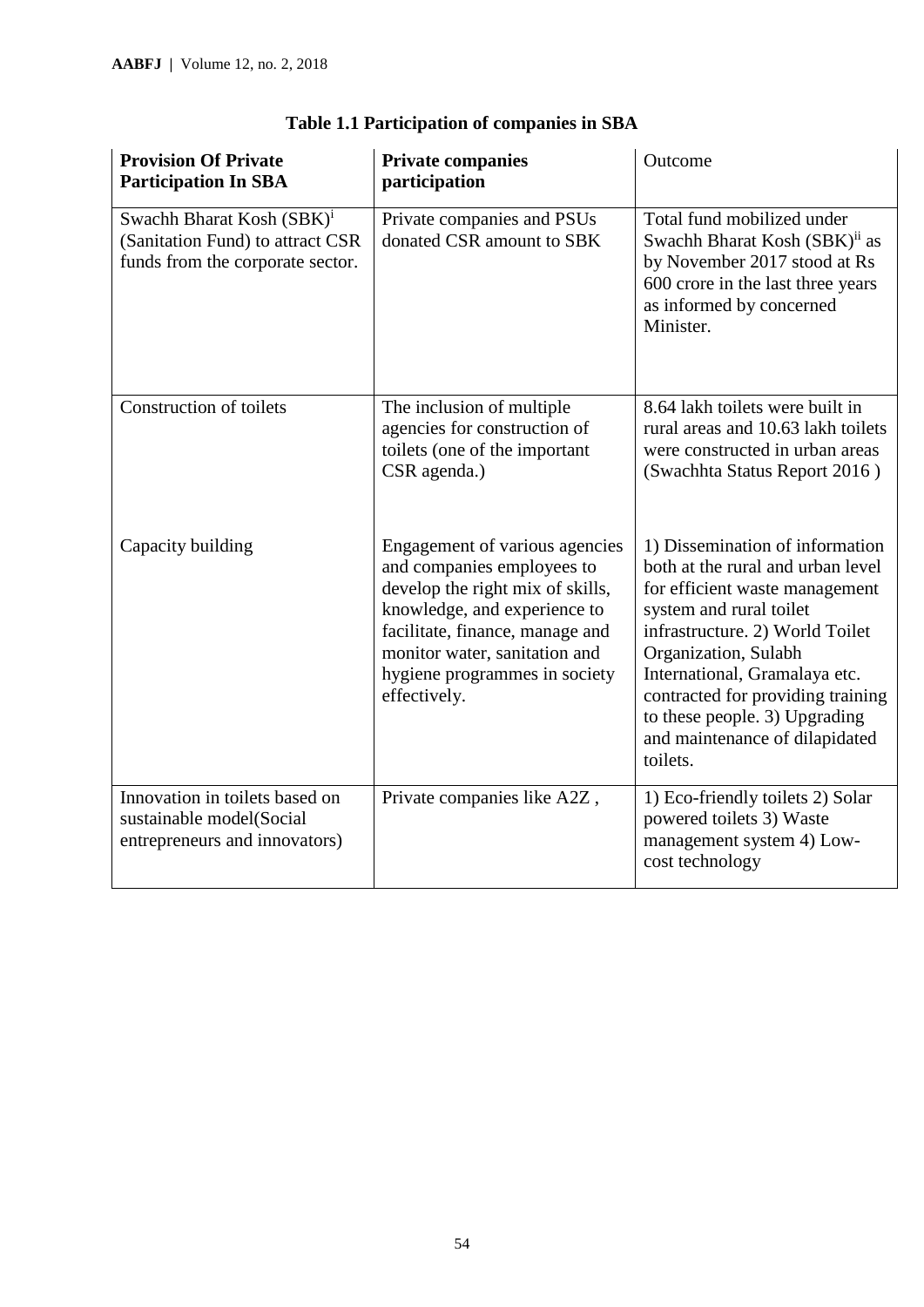**Table 1.1 Participation of companies in SBA**

| **Provision Of Private Participation In SBA** | **Private companies participation** | Outcome |
|---|---|---|
| Swachh Bharat Kosh (SBK)[i] (Sanitation Fund) to attract CSR funds from the corporate sector. | Private companies and PSUs donated CSR amount to SBK | Total fund mobilized under Swachh Bharat Kosh (SBK)[ii] as by November 2017 stood at Rs 600 crore in the last three years as informed by concerned Minister. |
| Construction of toilets | The inclusion of multiple agencies for construction of toilets (one of the important CSR agenda.) | 8.64 lakh toilets were built in rural areas and 10.63 lakh toilets were constructed in urban areas (Swachhta Status Report 2016 ) |
| Capacity building | Engagement of various agencies and companies employees to develop the right mix of skills, knowledge, and experience to facilitate, finance, manage and monitor water, sanitation and hygiene programmes in society effectively. | 1) Dissemination of information both at the rural and urban level for efficient waste management system and rural toilet infrastructure. 2) World Toilet Organization, Sulabh International, Gramalaya etc. contracted for providing training to these people. 3) Upgrading and maintenance of dilapidated toilets. |
| Innovation in toilets based on sustainable model(Social entrepreneurs and innovators) | Private companies like A2Z , | 1) Eco-friendly toilets 2) Solar powered toilets 3) Waste management system 4) Low-cost technology |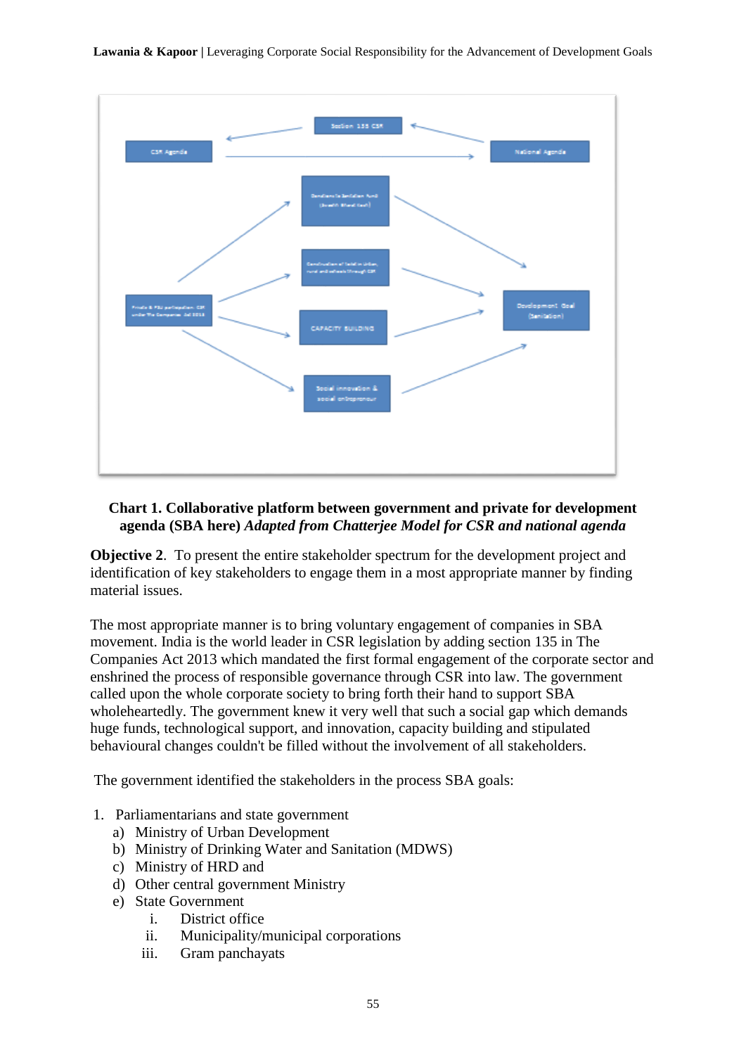**Chart 1. Collaborative platform between government and private for development agenda (SBA here)** ***Adapted from Chatterjee Model for CSR and national agenda***

**Objective 2**. To present the entire stakeholder spectrum for the development project and identification of key stakeholders to engage them in a most appropriate manner by finding material issues.

The most appropriate manner is to bring voluntary engagement of companies in SBA movement. India is the world leader in CSR legislation by adding section 135 in The Companies Act 2013 which mandated the first formal engagement of the corporate sector and enshrined the process of responsible governance through CSR into law. The government called upon the whole corporate society to bring forth their hand to support SBA wholeheartedly. The government knew it very well that such a social gap which demands huge funds, technological support, and innovation, capacity building and stipulated behavioural changes couldn't be filled without the involvement of all stakeholders.

The government identified the stakeholders in the process SBA goals:

1. Parliamentarians and state government
   a) Ministry of Urban Development
   b) Ministry of Drinking Water and Sanitation (MDWS)
   c) Ministry of HRD and
   d) Other central government Ministry
   e) State Government
      i. District office
      ii. Municipality/municipal corporations
      iii. Gram panchayats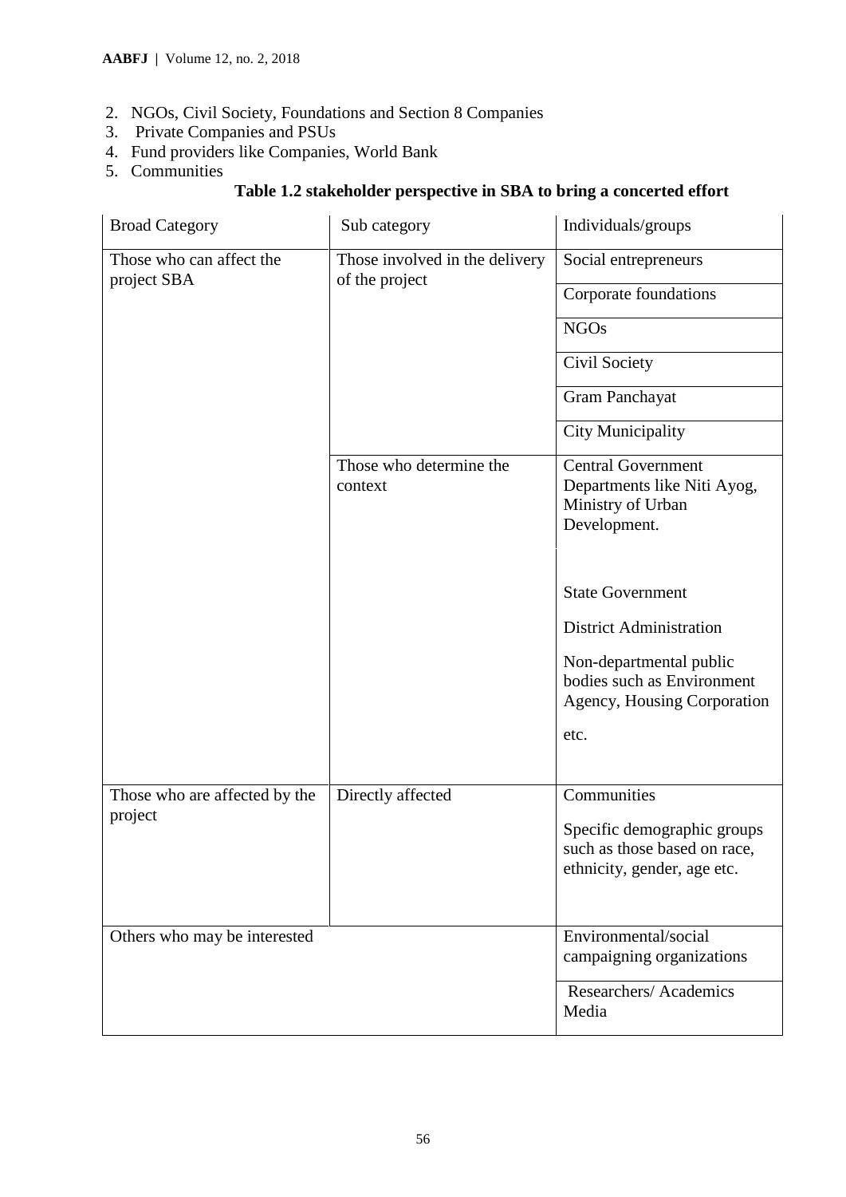2. NGOs, Civil Society, Foundations and Section 8 Companies
3. Private Companies and PSUs
4. Fund providers like Companies, World Bank
5. Communities

**Table 1.2 stakeholder perspective in SBA to bring a concerted effort**

| Broad Category | Sub category | Individuals/groups |
|---|---|---|
| Those who can affect the project SBA | Those involved in the delivery of the project | Social entrepreneurs |
| | | Corporate foundations |
| | | NGOs |
| | | Civil Society |
| | | Gram Panchayat |
| | | City Municipality |
| | Those who determine the context | Central Government Departments like Niti Ayog, Ministry of Urban Development. |
| | | State Government |
| | | District Administration |
| | | Non-departmental public bodies such as Environment Agency, Housing Corporation etc. |
| Those who are affected by the project | Directly affected | Communities |
| | | Specific demographic groups such as those based on race, ethnicity, gender, age etc. |
| Others who may be interested | | Environmental/social campaigning organizations |
| | | Researchers/ Academics Media |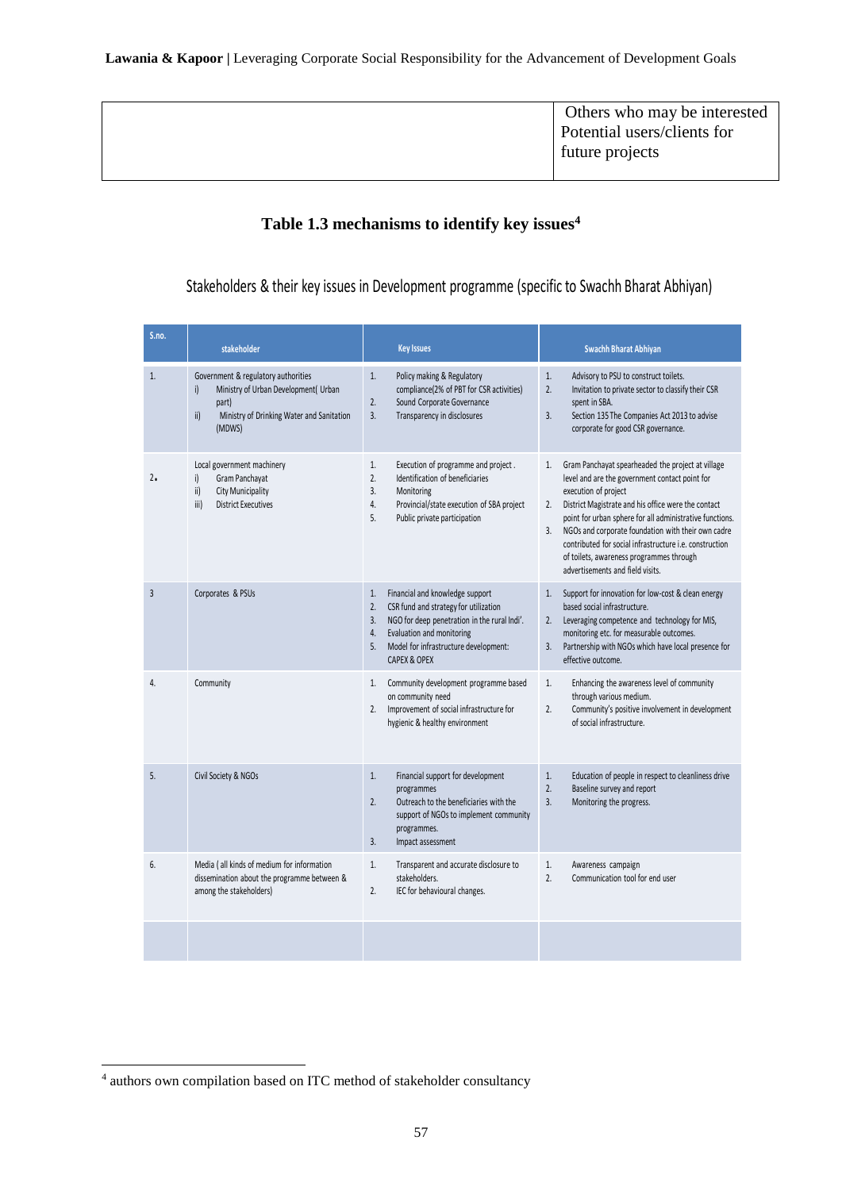| | Others who may be interested Potential users/clients for future projects |
|---|---|

**Table 1.3 mechanisms to identify key issues[4]**

Stakeholders & their key issues in Development programme (specific to Swachh Bharat Abhiyan)

| S.no. | stakeholder | Key Issues | Swachh Bharat Abhiyan |
|---|---|---|---|
| 1. | Government & regulatory authorities<br>i) Ministry of Urban Development( Urban part)<br>ii) Ministry of Drinking Water and Sanitation (MDWS) | 1. Policy making & Regulatory compliance(2% of PBT for CSR activities)<br>2. Sound Corporate Governance<br>3. Transparency in disclosures | 1. Advisory to PSU to construct toilets.<br>2. Invitation to private sector to classify their CSR spent in SBA.<br>3. Section 135 The Companies Act 2013 to advise corporate for good CSR governance. |
| 2. | Local government machinery<br>i) Gram Panchayat<br>ii) City Municipality<br>iii) District Executives | 1. Execution of programme and project .<br>2. Identification of beneficiaries<br>3. Monitoring<br>4. Provincial/state execution of SBA project<br>5. Public private participation | 1. Gram Panchayat spearheaded the project at village level and are the government contact point for execution of project<br>2. District Magistrate and his office were the contact point for urban sphere for all administrative functions.<br>3. NGOs and corporate foundation with their own cadre contributed for social infrastructure i.e. construction of toilets, awareness programmes through advertisements and field visits. |
| 3 | Corporates & PSUs | 1. Financial and knowledge support<br>2. CSR fund and strategy for utilization<br>3. NGO for deep penetration in the rural Indi'.<br>4. Evaluation and monitoring<br>5. Model for infrastructure development: CAPEX & OPEX | 1. Support for innovation for low-cost & clean energy based social infrastructure.<br>2. Leveraging competence and technology for MIS, monitoring etc. for measurable outcomes.<br>3. Partnership with NGOs which have local presence for effective outcome. |
| 4. | Community | 1. Community development programme based on community need<br>2. Improvement of social infrastructure for hygienic & healthy environment | 1. Enhancing the awareness level of community through various medium.<br>2. Community's positive involvement in development of social infrastructure. |
| 5. | Civil Society & NGOs | 1. Financial support for development programmes<br>2. Outreach to the beneficiaries with the support of NGOs to implement community programmes.<br>3. Impact assessment | 1. Education of people in respect to cleanliness drive<br>2. Baseline survey and report<br>3. Monitoring the progress. |
| 6. | Media ( all kinds of medium for information dissemination about the programme between & among the stakeholders) | 1. Transparent and accurate disclosure to stakeholders.<br>2. IEC for behavioural changes. | 1. Awareness campaign<br>2. Communication tool for end user |
| | | | |

[4] authors own compilation based on ITC method of stakeholder consultancy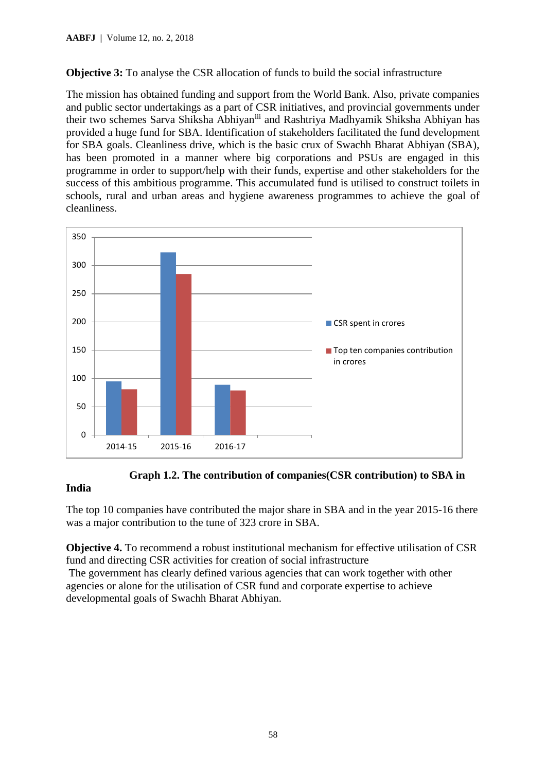**Objective 3:** To analyse the CSR allocation of funds to build the social infrastructure

The mission has obtained funding and support from the World Bank. Also, private companies and public sector undertakings as a part of CSR initiatives, and provincial governments under their two schemes Sarva Shiksha Abhiyan[iii] and Rashtriya Madhyamik Shiksha Abhiyan has provided a huge fund for SBA. Identification of stakeholders facilitated the fund development for SBA goals. Cleanliness drive, which is the basic crux of Swachh Bharat Abhiyan (SBA), has been promoted in a manner where big corporations and PSUs are engaged in this programme in order to support/help with their funds, expertise and other stakeholders for the success of this ambitious programme. This accumulated fund is utilised to construct toilets in schools, rural and urban areas and hygiene awareness programmes to achieve the goal of cleanliness.

**Graph 1.2. The contribution of companies(CSR contribution) to SBA in India**

The top 10 companies have contributed the major share in SBA and in the year 2015-16 there was a major contribution to the tune of 323 crore in SBA.

**Objective 4.** To recommend a robust institutional mechanism for effective utilisation of CSR fund and directing CSR activities for creation of social infrastructure

The government has clearly defined various agencies that can work together with other agencies or alone for the utilisation of CSR fund and corporate expertise to achieve developmental goals of Swachh Bharat Abhiyan.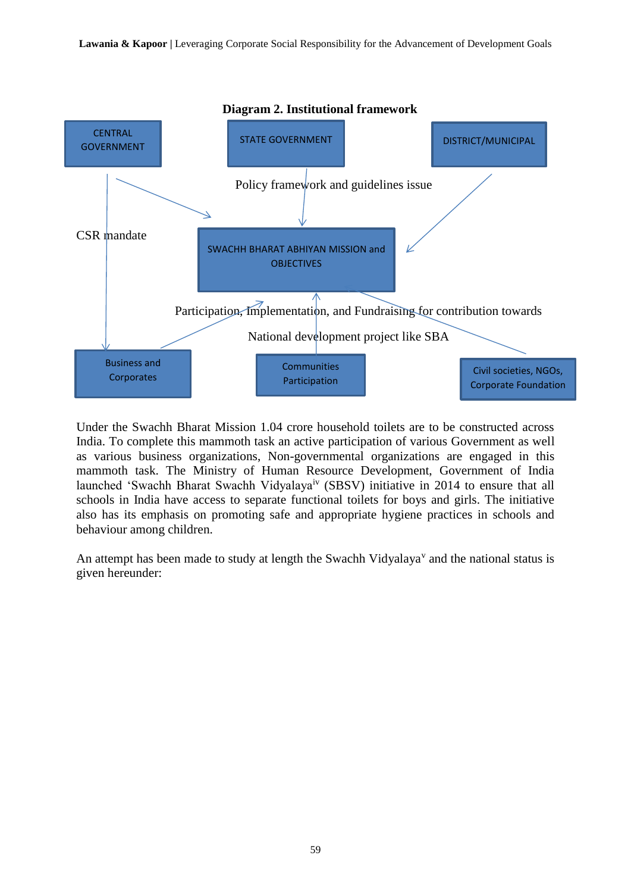**Diagram 2. Institutional framework**

CENTRAL GOVERNMENT

STATE GOVERNMENT

DISTRICT/MUNICIPAL

Policy framework and guidelines issue

CSR mandate

SWACHH BHARAT ABHIYAN MISSION and OBJECTIVES

Participation, Implementation, and Fundraising for contribution towards

National development project like SBA

Business and Corporates

Communities Participation

Civil societies, NGOs, Corporate Foundation

Under the Swachh Bharat Mission 1.04 crore household toilets are to be constructed across India. To complete this mammoth task an active participation of various Government as well as various business organizations, Non-governmental organizations are engaged in this mammoth task. The Ministry of Human Resource Development, Government of India launched 'Swachh Bharat Swachh Vidyalaya[iv] (SBSV) initiative in 2014 to ensure that all schools in India have access to separate functional toilets for boys and girls. The initiative also has its emphasis on promoting safe and appropriate hygiene practices in schools and behaviour among children.

An attempt has been made to study at length the Swachh Vidyalaya[v] and the national status is given hereunder: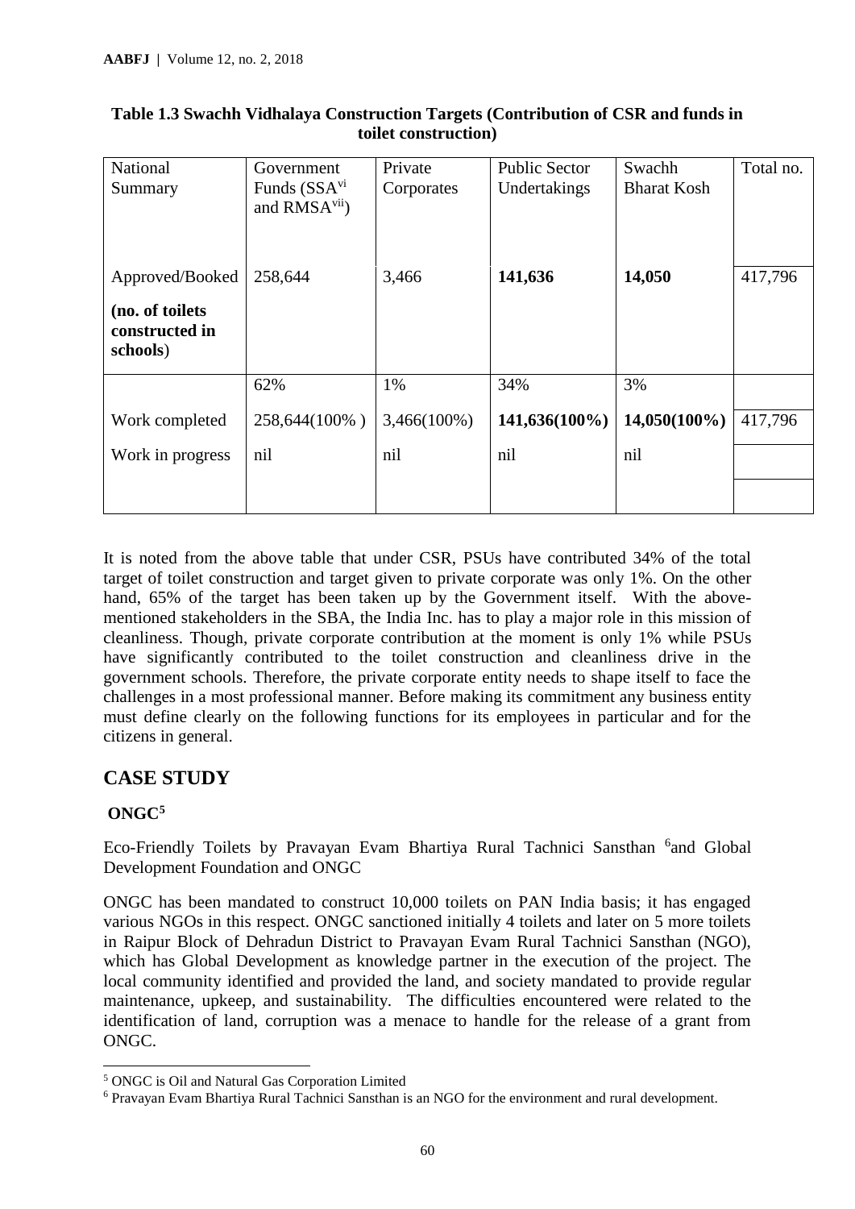**Table 1.3 Swachh Vidhalaya Construction Targets (Contribution of CSR and funds in toilet construction)**

| National Summary | Government Funds (SSA[vi] and RMSA[vii]) | Private Corporates | Public Sector Undertakings | Swachh Bharat Kosh | Total no. |
|---|---|---|---|---|---|
| Approved/Booked **(no. of toilets constructed in schools)** | 258,644 | 3,466 | **141,636** | **14,050** | 417,796 |
| | 62% | 1% | 34% | 3% | |
| Work completed | 258,644(100% ) | 3,466(100%) | **141,636(100%)** | **14,050(100%)** | 417,796 |
| Work in progress | nil | nil | nil | nil | |

It is noted from the above table that under CSR, PSUs have contributed 34% of the total target of toilet construction and target given to private corporate was only 1%. On the other hand, 65% of the target has been taken up by the Government itself. With the above-mentioned stakeholders in the SBA, the India Inc. has to play a major role in this mission of cleanliness. Though, private corporate contribution at the moment is only 1% while PSUs have significantly contributed to the toilet construction and cleanliness drive in the government schools. Therefore, the private corporate entity needs to shape itself to face the challenges in a most professional manner. Before making its commitment any business entity must define clearly on the following functions for its employees in particular and for the citizens in general.

## CASE STUDY

### ONGC[5]

Eco-Friendly Toilets by Pravayan Evam Bhartiya Rural Tachnici Sansthan [6]and Global Development Foundation and ONGC

ONGC has been mandated to construct 10,000 toilets on PAN India basis; it has engaged various NGOs in this respect. ONGC sanctioned initially 4 toilets and later on 5 more toilets in Raipur Block of Dehradun District to Pravayan Evam Rural Tachnici Sansthan (NGO), which has Global Development as knowledge partner in the execution of the project. The local community identified and provided the land, and society mandated to provide regular maintenance, upkeep, and sustainability. The difficulties encountered were related to the identification of land, corruption was a menace to handle for the release of a grant from ONGC.

[5] ONGC is Oil and Natural Gas Corporation Limited

[6] Pravayan Evam Bhartiya Rural Tachnici Sansthan is an NGO for the environment and rural development.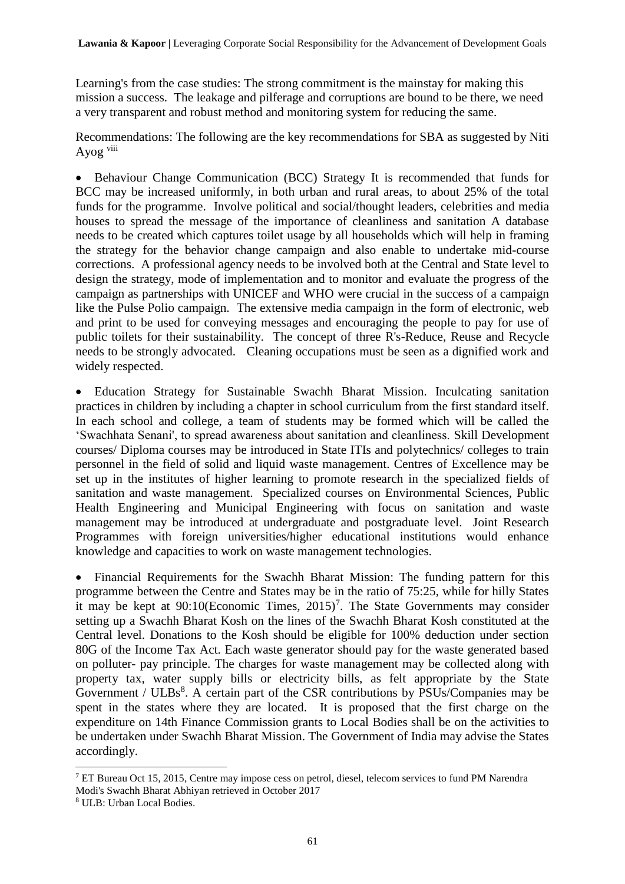Learning's from the case studies: The strong commitment is the mainstay for making this mission a success. The leakage and pilferage and corruptions are bound to be there, we need a very transparent and robust method and monitoring system for reducing the same.

Recommendations: The following are the key recommendations for SBA as suggested by Niti Ayog [viii]

- Behaviour Change Communication (BCC) Strategy It is recommended that funds for BCC may be increased uniformly, in both urban and rural areas, to about 25% of the total funds for the programme. Involve political and social/thought leaders, celebrities and media houses to spread the message of the importance of cleanliness and sanitation A database needs to be created which captures toilet usage by all households which will help in framing the strategy for the behavior change campaign and also enable to undertake mid-course corrections. A professional agency needs to be involved both at the Central and State level to design the strategy, mode of implementation and to monitor and evaluate the progress of the campaign as partnerships with UNICEF and WHO were crucial in the success of a campaign like the Pulse Polio campaign. The extensive media campaign in the form of electronic, web and print to be used for conveying messages and encouraging the people to pay for use of public toilets for their sustainability. The concept of three R's-Reduce, Reuse and Recycle needs to be strongly advocated. Cleaning occupations must be seen as a dignified work and widely respected.

- Education Strategy for Sustainable Swachh Bharat Mission. Inculcating sanitation practices in children by including a chapter in school curriculum from the first standard itself. In each school and college, a team of students may be formed which will be called the 'Swachhata Senani', to spread awareness about sanitation and cleanliness. Skill Development courses/ Diploma courses may be introduced in State ITIs and polytechnics/ colleges to train personnel in the field of solid and liquid waste management. Centres of Excellence may be set up in the institutes of higher learning to promote research in the specialized fields of sanitation and waste management. Specialized courses on Environmental Sciences, Public Health Engineering and Municipal Engineering with focus on sanitation and waste management may be introduced at undergraduate and postgraduate level. Joint Research Programmes with foreign universities/higher educational institutions would enhance knowledge and capacities to work on waste management technologies.

- Financial Requirements for the Swachh Bharat Mission: The funding pattern for this programme between the Centre and States may be in the ratio of 75:25, while for hilly States it may be kept at 90:10(Economic Times, 2015)[7]. The State Governments may consider setting up a Swachh Bharat Kosh on the lines of the Swachh Bharat Kosh constituted at the Central level. Donations to the Kosh should be eligible for 100% deduction under section 80G of the Income Tax Act. Each waste generator should pay for the waste generated based on polluter- pay principle. The charges for waste management may be collected along with property tax, water supply bills or electricity bills, as felt appropriate by the State Government / ULBs[8]. A certain part of the CSR contributions by PSUs/Companies may be spent in the states where they are located. It is proposed that the first charge on the expenditure on 14th Finance Commission grants to Local Bodies shall be on the activities to be undertaken under Swachh Bharat Mission. The Government of India may advise the States accordingly.

---

[7] ET Bureau Oct 15, 2015, Centre may impose cess on petrol, diesel, telecom services to fund PM Narendra Modi's Swachh Bharat Abhiyan retrieved in October 2017

[8] ULB: Urban Local Bodies.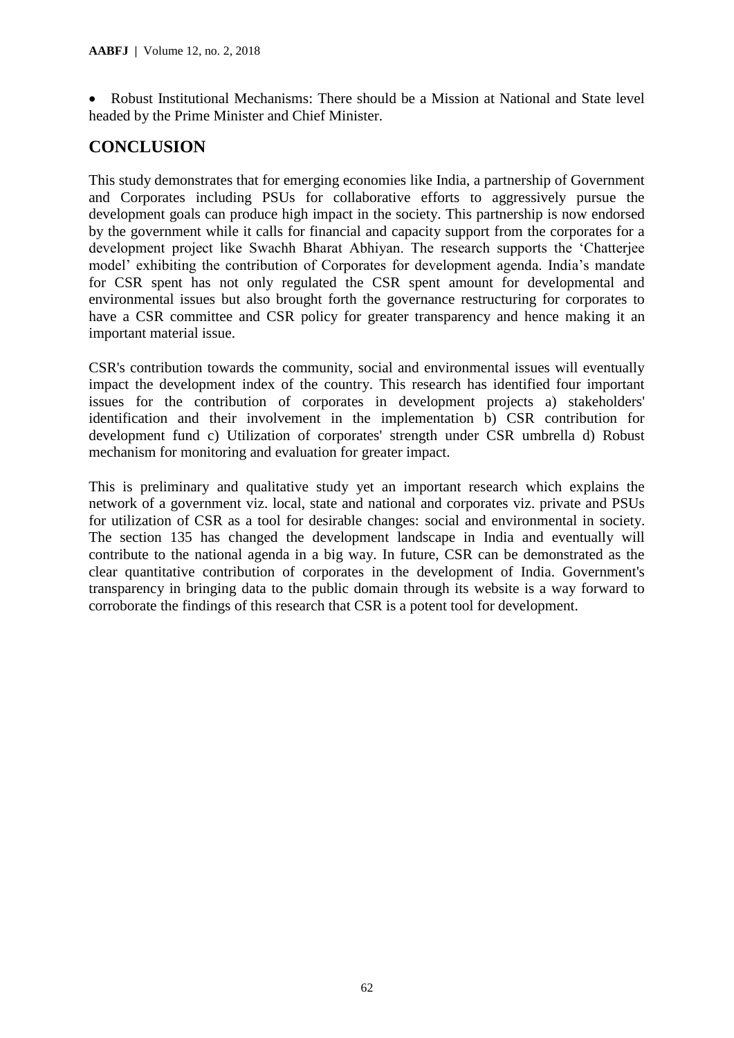- Robust Institutional Mechanisms: There should be a Mission at National and State level headed by the Prime Minister and Chief Minister.

## CONCLUSION

This study demonstrates that for emerging economies like India, a partnership of Government and Corporates including PSUs for collaborative efforts to aggressively pursue the development goals can produce high impact in the society. This partnership is now endorsed by the government while it calls for financial and capacity support from the corporates for a development project like Swachh Bharat Abhiyan. The research supports the 'Chatterjee model' exhibiting the contribution of Corporates for development agenda. India's mandate for CSR spent has not only regulated the CSR spent amount for developmental and environmental issues but also brought forth the governance restructuring for corporates to have a CSR committee and CSR policy for greater transparency and hence making it an important material issue.

CSR's contribution towards the community, social and environmental issues will eventually impact the development index of the country. This research has identified four important issues for the contribution of corporates in development projects a) stakeholders' identification and their involvement in the implementation b) CSR contribution for development fund c) Utilization of corporates' strength under CSR umbrella d) Robust mechanism for monitoring and evaluation for greater impact.

This is preliminary and qualitative study yet an important research which explains the network of a government viz. local, state and national and corporates viz. private and PSUs for utilization of CSR as a tool for desirable changes: social and environmental in society. The section 135 has changed the development landscape in India and eventually will contribute to the national agenda in a big way. In future, CSR can be demonstrated as the clear quantitative contribution of corporates in the development of India. Government's transparency in bringing data to the public domain through its website is a way forward to corroborate the findings of this research that CSR is a potent tool for development.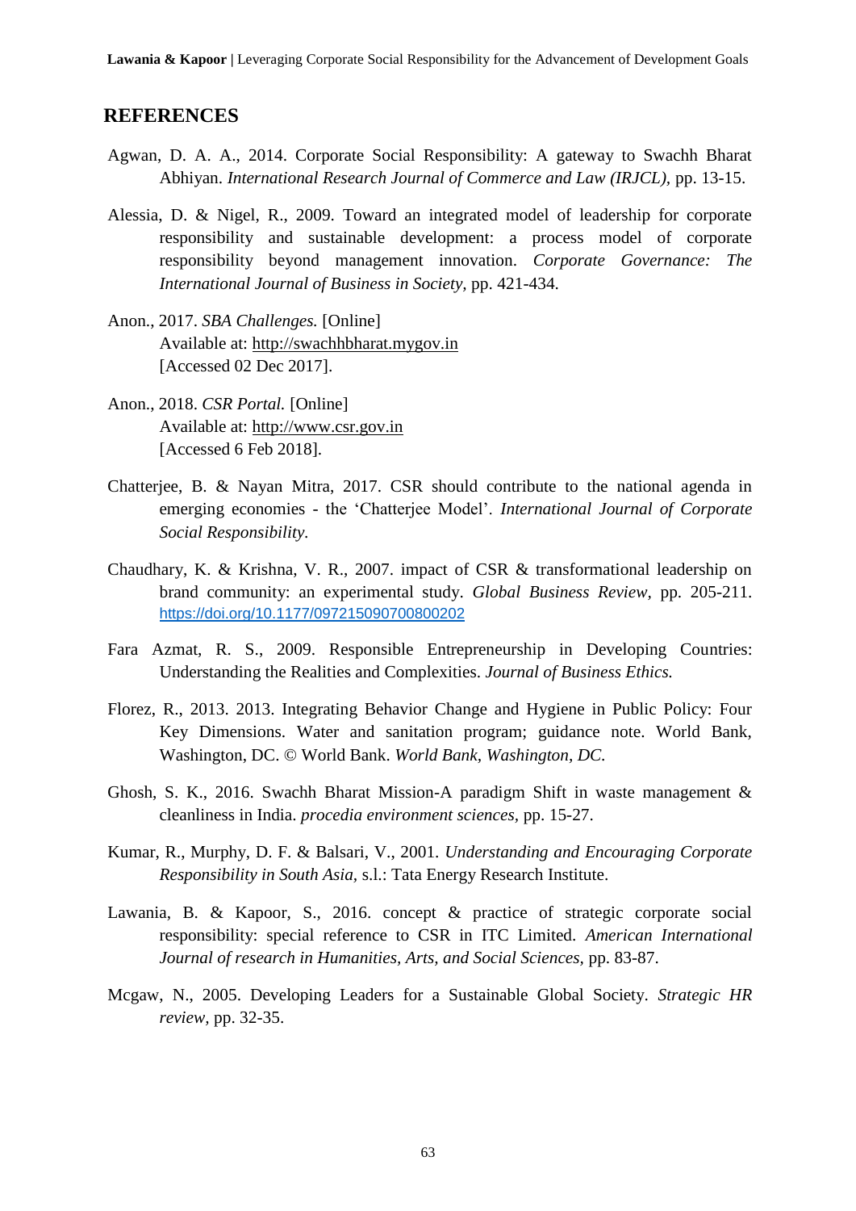## REFERENCES

Agwan, D. A. A., 2014. Corporate Social Responsibility: A gateway to Swachh Bharat Abhiyan. *International Research Journal of Commerce and Law (IRJCL)*, pp. 13-15.

Alessia, D. & Nigel, R., 2009. Toward an integrated model of leadership for corporate responsibility and sustainable development: a process model of corporate responsibility beyond management innovation. *Corporate Governance: The International Journal of Business in Society*, pp. 421-434.

Anon., 2017. *SBA Challenges.* [Online]
Available at: http://swachhbharat.mygov.in
[Accessed 02 Dec 2017].

Anon., 2018. *CSR Portal.* [Online]
Available at: http://www.csr.gov.in
[Accessed 6 Feb 2018].

Chatterjee, B. & Nayan Mitra, 2017. CSR should contribute to the national agenda in emerging economies - the 'Chatterjee Model'. *International Journal of Corporate Social Responsibility.*

Chaudhary, K. & Krishna, V. R., 2007. impact of CSR & transformational leadership on brand community: an experimental study. *Global Business Review*, pp. 205-211. https://doi.org/10.1177/097215090700800202

Fara Azmat, R. S., 2009. Responsible Entrepreneurship in Developing Countries: Understanding the Realities and Complexities. *Journal of Business Ethics.*

Florez, R., 2013. 2013. Integrating Behavior Change and Hygiene in Public Policy: Four Key Dimensions. Water and sanitation program; guidance note. World Bank, Washington, DC. © World Bank. *World Bank, Washington, DC.*

Ghosh, S. K., 2016. Swachh Bharat Mission-A paradigm Shift in waste management & cleanliness in India. *procedia environment sciences*, pp. 15-27.

Kumar, R., Murphy, D. F. & Balsari, V., 2001. *Understanding and Encouraging Corporate Responsibility in South Asia*, s.l.: Tata Energy Research Institute.

Lawania, B. & Kapoor, S., 2016. concept & practice of strategic corporate social responsibility: special reference to CSR in ITC Limited. *American International Journal of research in Humanities, Arts, and Social Sciences*, pp. 83-87.

Mcgaw, N., 2005. Developing Leaders for a Sustainable Global Society. *Strategic HR review*, pp. 32-35.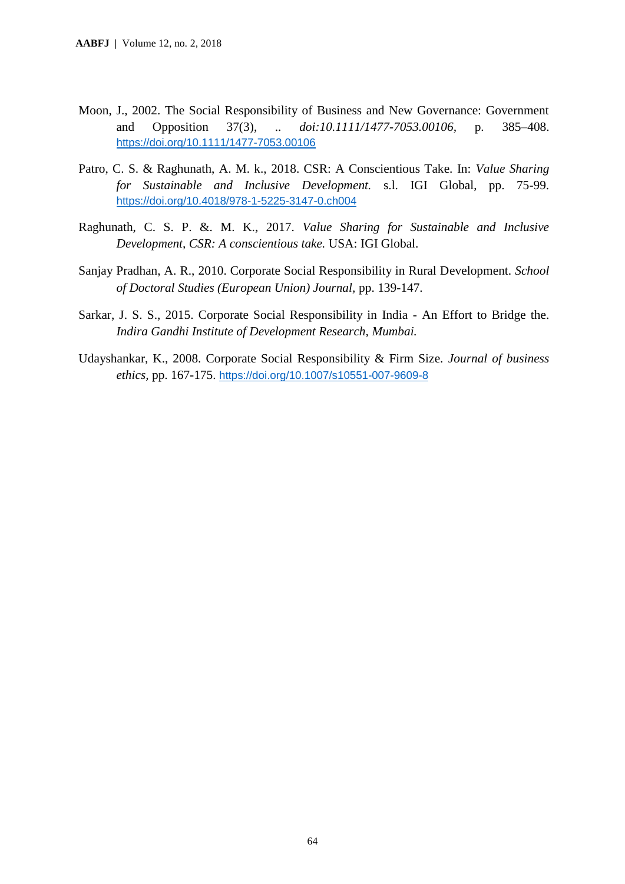Moon, J., 2002. The Social Responsibility of Business and New Governance: Government and Opposition 37(3), .. *doi:10.1111/1477-7053.00106*, p. 385–408. https://doi.org/10.1111/1477-7053.00106

Patro, C. S. & Raghunath, A. M. k., 2018. CSR: A Conscientious Take. In: *Value Sharing for Sustainable and Inclusive Development.* s.l. IGI Global, pp. 75-99. https://doi.org/10.4018/978-1-5225-3147-0.ch004

Raghunath, C. S. P. &. M. K., 2017. *Value Sharing for Sustainable and Inclusive Development, CSR: A conscientious take.* USA: IGI Global.

Sanjay Pradhan, A. R., 2010. Corporate Social Responsibility in Rural Development. *School of Doctoral Studies (European Union) Journal*, pp. 139-147.

Sarkar, J. S. S., 2015. Corporate Social Responsibility in India - An Effort to Bridge the. *Indira Gandhi Institute of Development Research, Mumbai.*

Udayshankar, K., 2008. Corporate Social Responsibility & Firm Size. *Journal of business ethics*, pp. 167-175. https://doi.org/10.1007/s10551-007-9609-8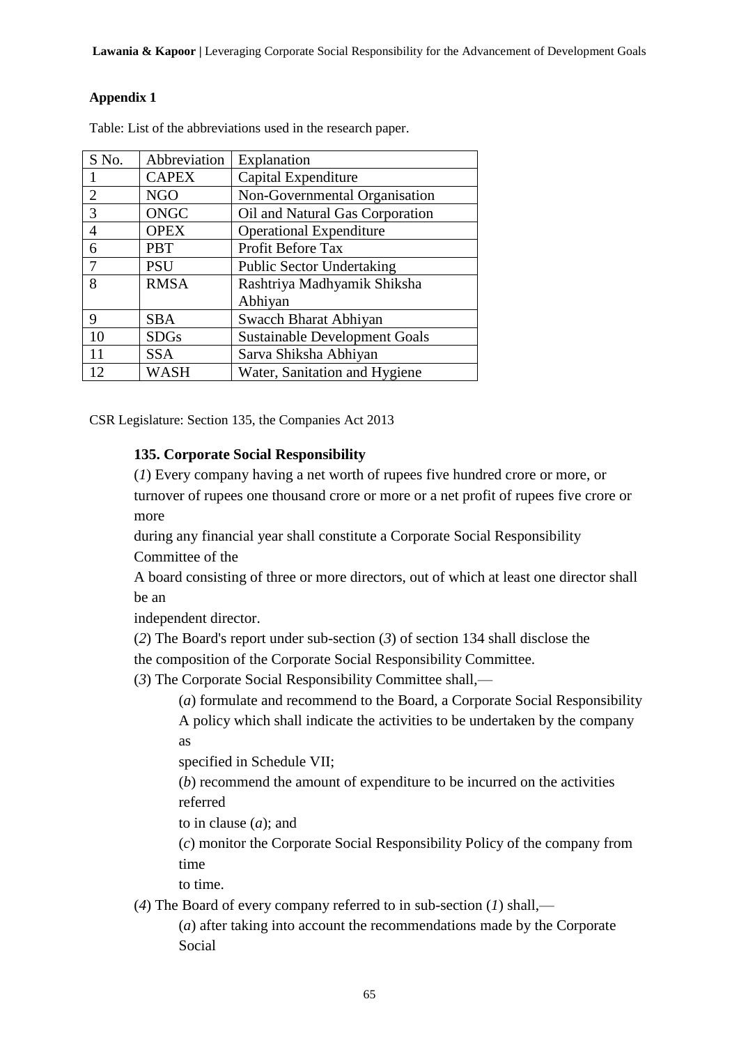**Appendix 1**

Table: List of the abbreviations used in the research paper.

| S No. | Abbreviation | Explanation |
|---|---|---|
| 1 | CAPEX | Capital Expenditure |
| 2 | NGO | Non-Governmental Organisation |
| 3 | ONGC | Oil and Natural Gas Corporation |
| 4 | OPEX | Operational Expenditure |
| 6 | PBT | Profit Before Tax |
| 7 | PSU | Public Sector Undertaking |
| 8 | RMSA | Rashtriya Madhyamik Shiksha Abhiyan |
| 9 | SBA | Swacch Bharat Abhiyan |
| 10 | SDGs | Sustainable Development Goals |
| 11 | SSA | Sarva Shiksha Abhiyan |
| 12 | WASH | Water, Sanitation and Hygiene |

CSR Legislature: Section 135, the Companies Act 2013

**135. Corporate Social Responsibility**

(*1*) Every company having a net worth of rupees five hundred crore or more, or turnover of rupees one thousand crore or more or a net profit of rupees five crore or more
during any financial year shall constitute a Corporate Social Responsibility Committee of the
A board consisting of three or more directors, out of which at least one director shall be an
independent director.

(*2*) The Board's report under sub-section (*3*) of section 134 shall disclose the
the composition of the Corporate Social Responsibility Committee.

(*3*) The Corporate Social Responsibility Committee shall,—

(*a*) formulate and recommend to the Board, a Corporate Social Responsibility
A policy which shall indicate the activities to be undertaken by the company as
specified in Schedule VII;

(*b*) recommend the amount of expenditure to be incurred on the activities referred
to in clause (*a*); and

(*c*) monitor the Corporate Social Responsibility Policy of the company from time
to time.

(*4*) The Board of every company referred to in sub-section (*1*) shall,—

(*a*) after taking into account the recommendations made by the Corporate Social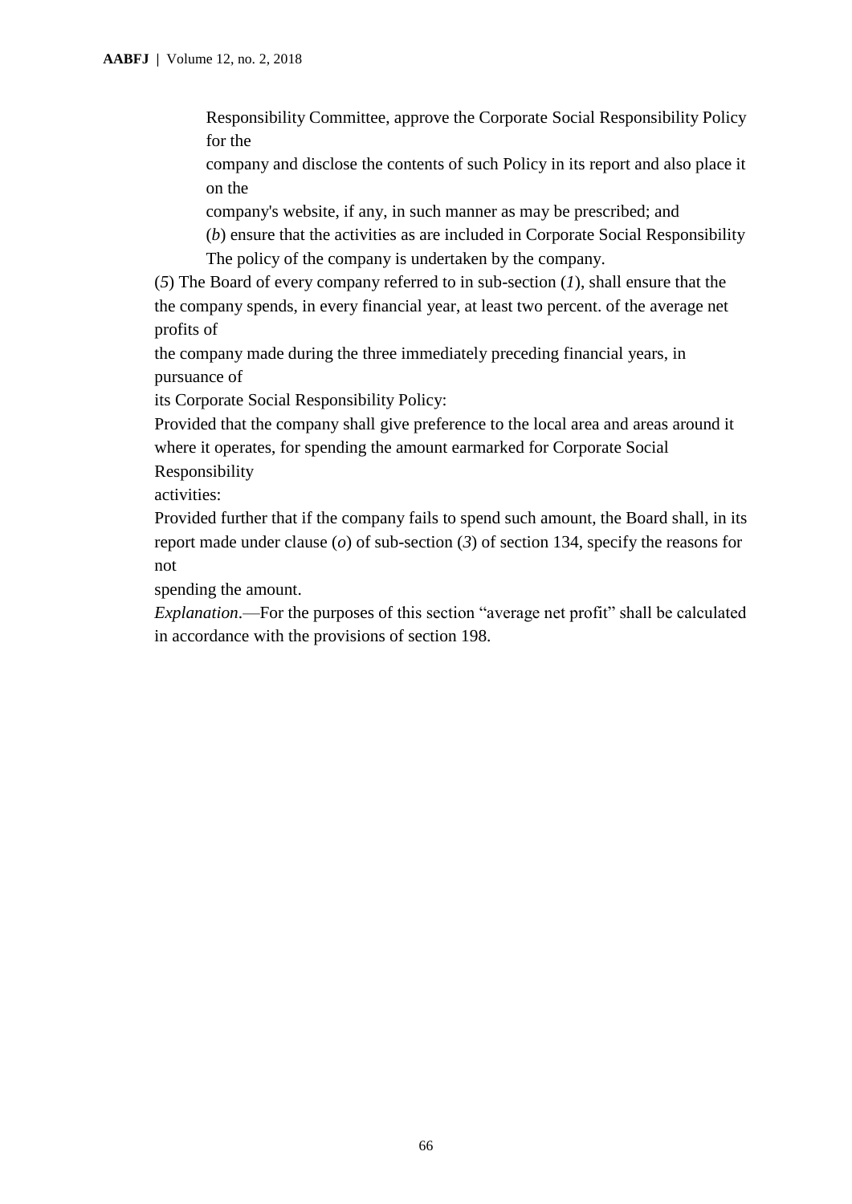Responsibility Committee, approve the Corporate Social Responsibility Policy for the company and disclose the contents of such Policy in its report and also place it on the company's website, if any, in such manner as may be prescribed; and

(*b*) ensure that the activities as are included in Corporate Social Responsibility The policy of the company is undertaken by the company.

(*5*) The Board of every company referred to in sub-section (*1*), shall ensure that the the company spends, in every financial year, at least two percent. of the average net profits of the company made during the three immediately preceding financial years, in pursuance of its Corporate Social Responsibility Policy:

Provided that the company shall give preference to the local area and areas around it where it operates, for spending the amount earmarked for Corporate Social Responsibility activities:

Provided further that if the company fails to spend such amount, the Board shall, in its report made under clause (*o*) of sub-section (*3*) of section 134, specify the reasons for not spending the amount.

*Explanation*.—For the purposes of this section "average net profit" shall be calculated in accordance with the provisions of section 198.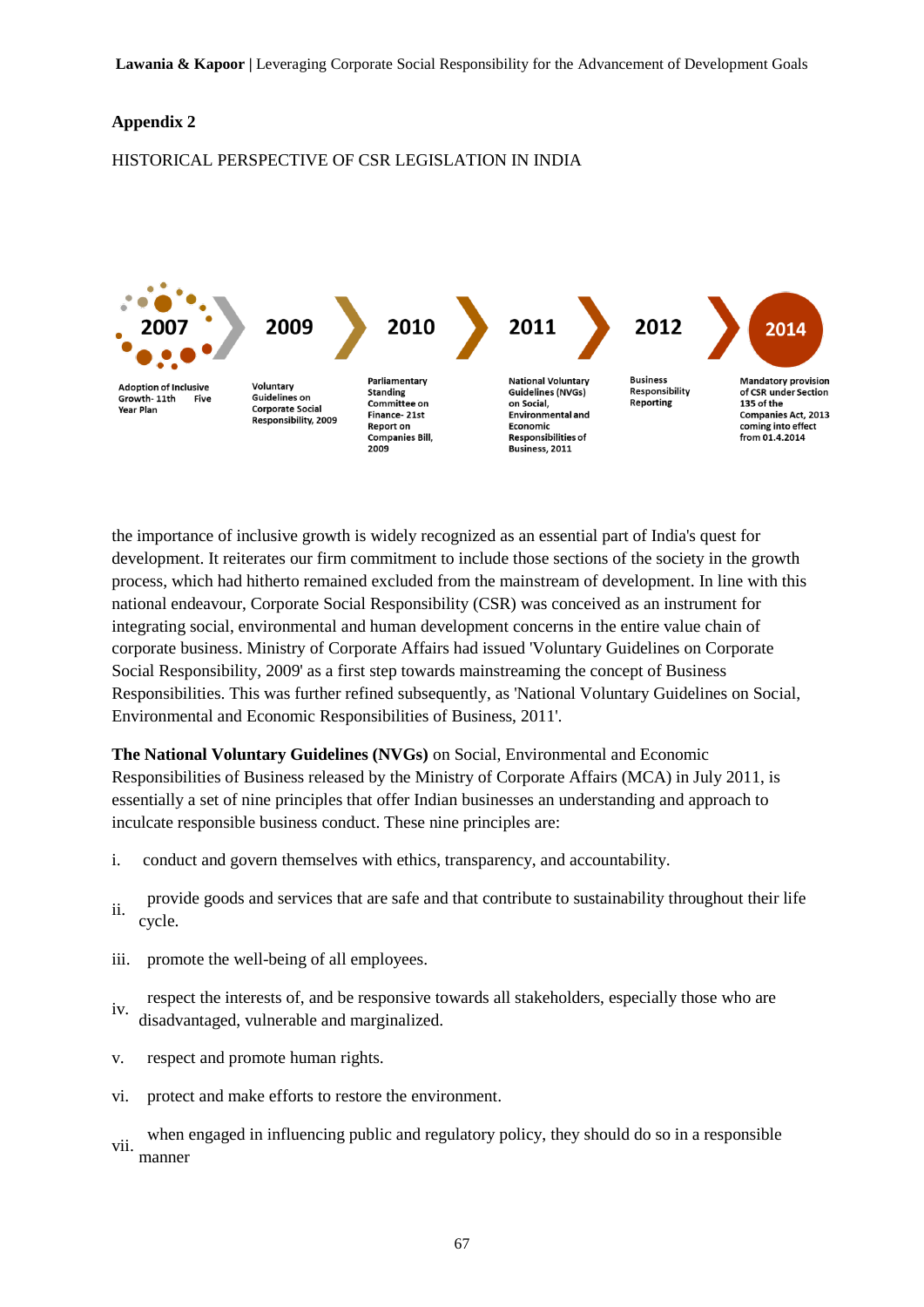**Appendix 2**

HISTORICAL PERSPECTIVE OF CSR LEGISLATION IN INDIA

2007 — Adoption of Inclusive Growth- 11th Five Year Plan

2009 — Voluntary Guidelines on Corporate Social Responsibility, 2009

2010 — Parliamentary Standing Committee on Finance- 21st Report on Companies Bill, 2009

2011 — National Voluntary Guidelines (NVGs) on Social, Environmental and Economic Responsibilities of Business, 2011

2012 — Business Responsibility Reporting

2014 — Mandatory provision of CSR under Section 135 of the Companies Act, 2013 coming into effect from 01.4.2014

the importance of inclusive growth is widely recognized as an essential part of India's quest for development. It reiterates our firm commitment to include those sections of the society in the growth process, which had hitherto remained excluded from the mainstream of development. In line with this national endeavour, Corporate Social Responsibility (CSR) was conceived as an instrument for integrating social, environmental and human development concerns in the entire value chain of corporate business. Ministry of Corporate Affairs had issued 'Voluntary Guidelines on Corporate Social Responsibility, 2009' as a first step towards mainstreaming the concept of Business Responsibilities. This was further refined subsequently, as 'National Voluntary Guidelines on Social, Environmental and Economic Responsibilities of Business, 2011'.

**The National Voluntary Guidelines (NVGs)** on Social, Environmental and Economic Responsibilities of Business released by the Ministry of Corporate Affairs (MCA) in July 2011, is essentially a set of nine principles that offer Indian businesses an understanding and approach to inculcate responsible business conduct. These nine principles are:

i. conduct and govern themselves with ethics, transparency, and accountability.

ii. provide goods and services that are safe and that contribute to sustainability throughout their life cycle.

iii. promote the well-being of all employees.

iv. respect the interests of, and be responsive towards all stakeholders, especially those who are disadvantaged, vulnerable and marginalized.

v. respect and promote human rights.

vi. protect and make efforts to restore the environment.

vii. when engaged in influencing public and regulatory policy, they should do so in a responsible manner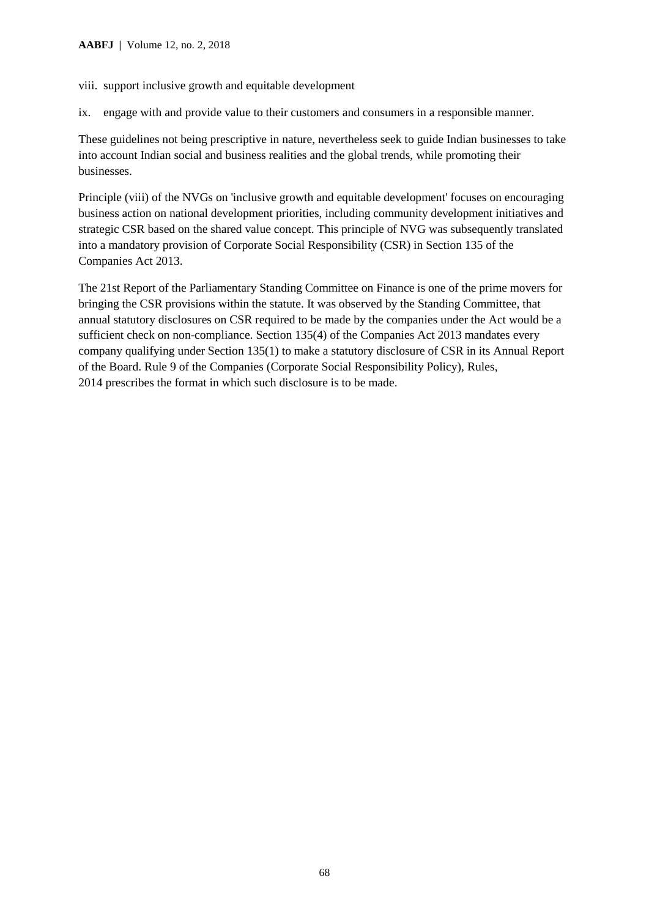viii. support inclusive growth and equitable development

ix. engage with and provide value to their customers and consumers in a responsible manner.

These guidelines not being prescriptive in nature, nevertheless seek to guide Indian businesses to take into account Indian social and business realities and the global trends, while promoting their businesses.

Principle (viii) of the NVGs on 'inclusive growth and equitable development' focuses on encouraging business action on national development priorities, including community development initiatives and strategic CSR based on the shared value concept. This principle of NVG was subsequently translated into a mandatory provision of Corporate Social Responsibility (CSR) in Section 135 of the Companies Act 2013.

The 21st Report of the Parliamentary Standing Committee on Finance is one of the prime movers for bringing the CSR provisions within the statute. It was observed by the Standing Committee, that annual statutory disclosures on CSR required to be made by the companies under the Act would be a sufficient check on non-compliance. Section 135(4) of the Companies Act 2013 mandates every company qualifying under Section 135(1) to make a statutory disclosure of CSR in its Annual Report of the Board. Rule 9 of the Companies (Corporate Social Responsibility Policy), Rules, 2014 prescribes the format in which such disclosure is to be made.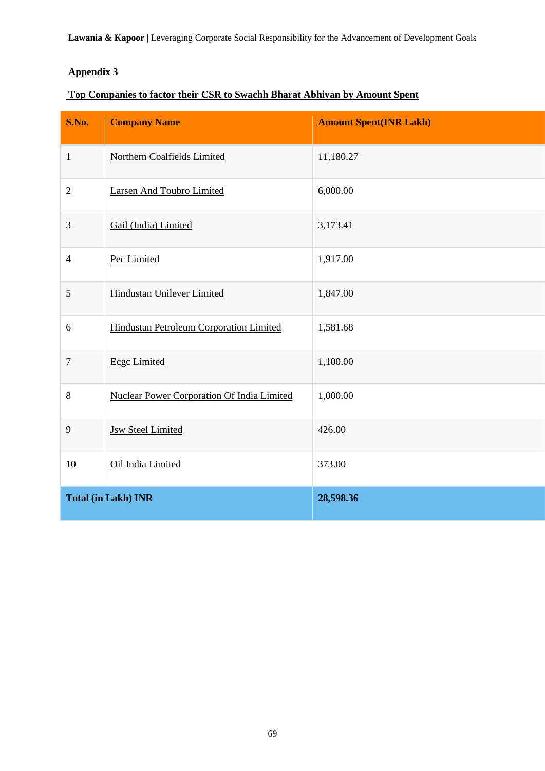## Appendix 3

**Top Companies to factor their CSR to Swachh Bharat Abhiyan by Amount Spent**

| S.No. | Company Name | Amount Spent(INR Lakh) |
|---|---|---|
| 1 | Northern Coalfields Limited | 11,180.27 |
| 2 | Larsen And Toubro Limited | 6,000.00 |
| 3 | Gail (India) Limited | 3,173.41 |
| 4 | Pec Limited | 1,917.00 |
| 5 | Hindustan Unilever Limited | 1,847.00 |
| 6 | Hindustan Petroleum Corporation Limited | 1,581.68 |
| 7 | Ecgc Limited | 1,100.00 |
| 8 | Nuclear Power Corporation Of India Limited | 1,000.00 |
| 9 | Jsw Steel Limited | 426.00 |
| 10 | Oil India Limited | 373.00 |
| **Total (in Lakh) INR** | | **28,598.36** |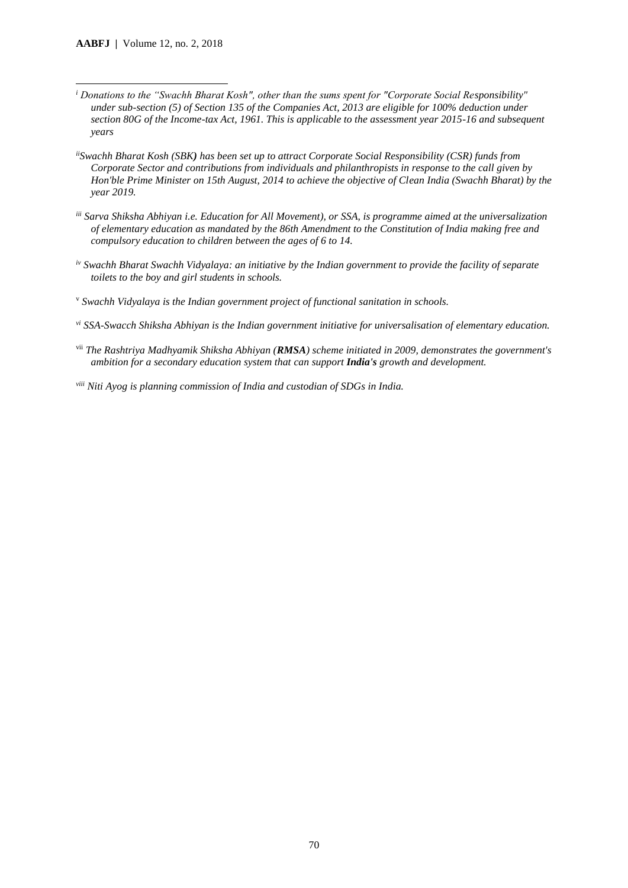[i] *Donations to the "Swachh Bharat Kosh", other than the sums spent for "Corporate Social Responsibility" under sub-section (5) of Section 135 of the Companies Act, 2013 are eligible for 100% deduction under section 80G of the Income-tax Act, 1961. This is applicable to the assessment year 2015-16 and subsequent years*

[ii] *Swachh Bharat Kosh (SBK) has been set up to attract Corporate Social Responsibility (CSR) funds from Corporate Sector and contributions from individuals and philanthropists in response to the call given by Hon'ble Prime Minister on 15th August, 2014 to achieve the objective of Clean India (Swachh Bharat) by the year 2019.*

[iii] *Sarva Shiksha Abhiyan i.e. Education for All Movement), or SSA, is programme aimed at the universalization of elementary education as mandated by the 86th Amendment to the Constitution of India making free and compulsory education to children between the ages of 6 to 14.*

[iv] *Swachh Bharat Swachh Vidyalaya: an initiative by the Indian government to provide the facility of separate toilets to the boy and girl students in schools.*

[v] *Swachh Vidyalaya is the Indian government project of functional sanitation in schools.*

[vi] *SSA-Swacch Shiksha Abhiyan is the Indian government initiative for universalisation of elementary education.*

[vii] *The Rashtriya Madhyamik Shiksha Abhiyan (**RMSA**) scheme initiated in 2009, demonstrates the government's ambition for a secondary education system that can support **India's** growth and development.*

[viii] *Niti Ayog is planning commission of India and custodian of SDGs in India.*